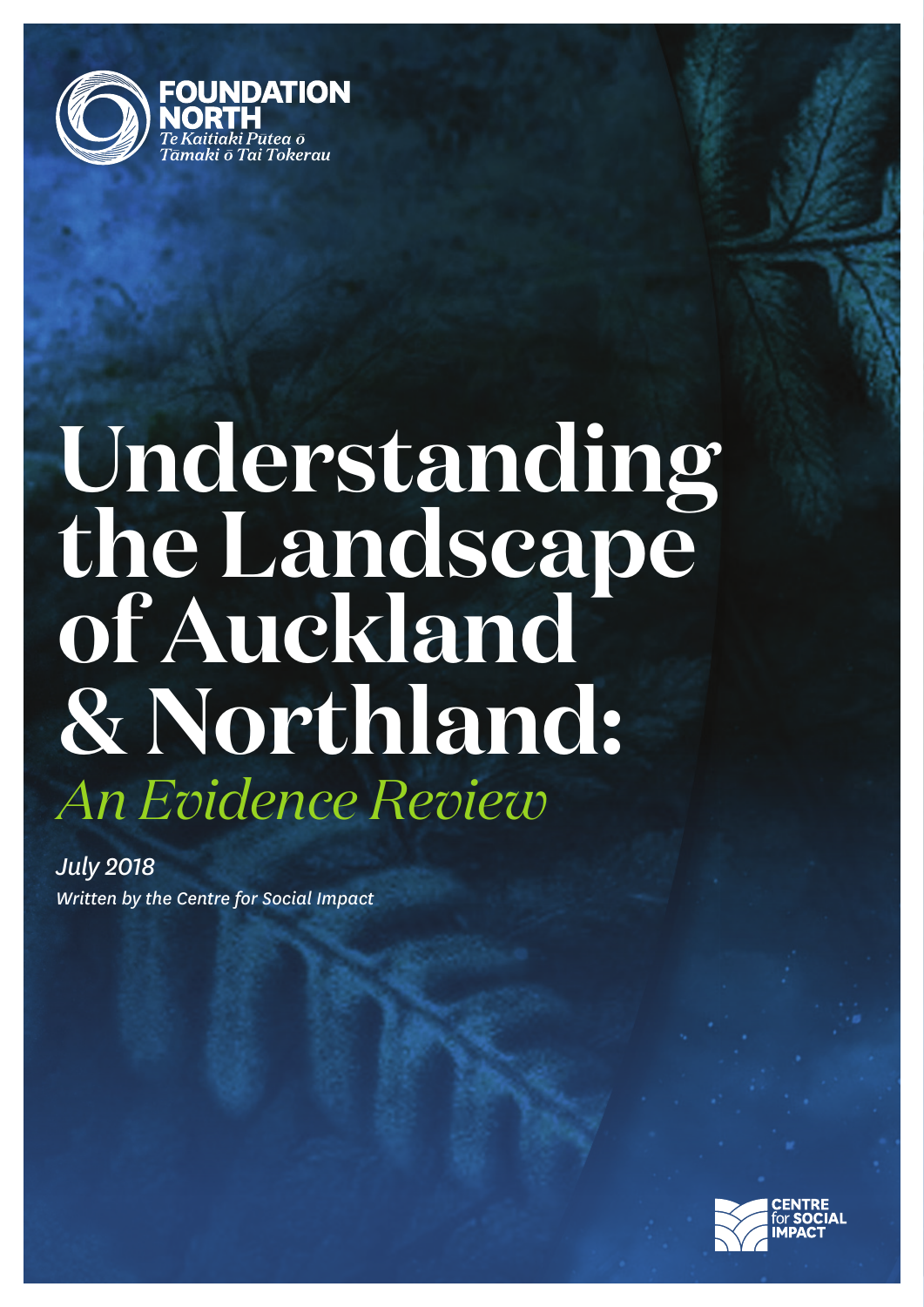FOUNDATION NORTH

*Te Kaitiaki Pūtea ō Tāmaki ō Tai Tokerau*

# Understanding the Landscape of Auckland & Northland:

## *An Evidence Review*

*July 2018*

*Written by the Centre for Social Impact*

CENTRE for SOCIAL IMPACT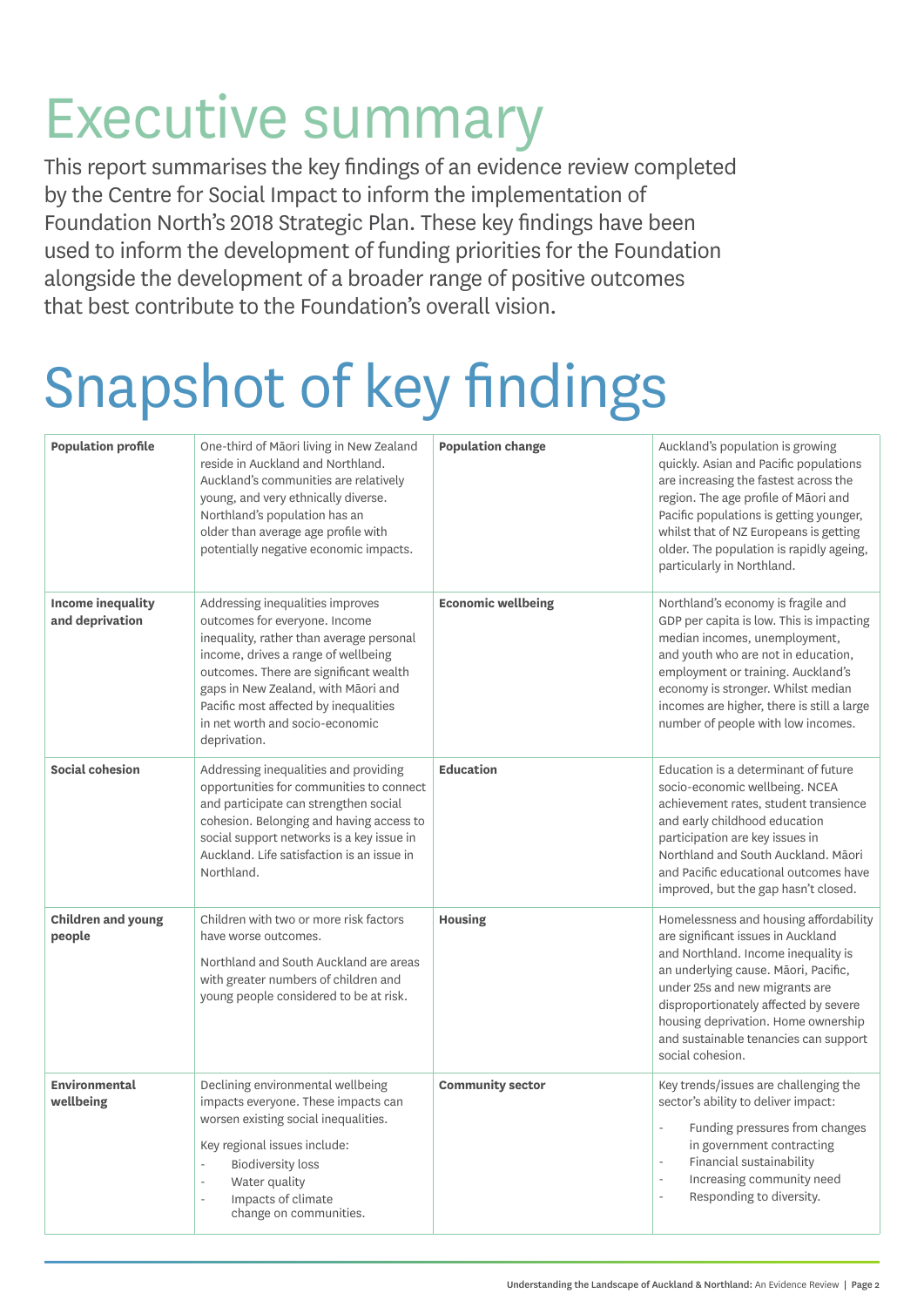# Executive summary

This report summarises the key findings of an evidence review completed by the Centre for Social Impact to inform the implementation of Foundation North's 2018 Strategic Plan. These key findings have been used to inform the development of funding priorities for the Foundation alongside the development of a broader range of positive outcomes that best contribute to the Foundation's overall vision.

# Snapshot of key findings

| | | | |
|---|---|---|---|
| **Population profile** | One-third of Māori living in New Zealand reside in Auckland and Northland. Auckland's communities are relatively young, and very ethnically diverse. Northland's population has an older than average age profile with potentially negative economic impacts. | **Population change** | Auckland's population is growing quickly. Asian and Pacific populations are increasing the fastest across the region. The age profile of Māori and Pacific populations is getting younger, whilst that of NZ Europeans is getting older. The population is rapidly ageing, particularly in Northland. |
| **Income inequality and deprivation** | Addressing inequalities improves outcomes for everyone. Income inequality, rather than average personal income, drives a range of wellbeing outcomes. There are significant wealth gaps in New Zealand, with Māori and Pacific most affected by inequalities in net worth and socio-economic deprivation. | **Economic wellbeing** | Northland's economy is fragile and GDP per capita is low. This is impacting median incomes, unemployment, and youth who are not in education, employment or training. Auckland's economy is stronger. Whilst median incomes are higher, there is still a large number of people with low incomes. |
| **Social cohesion** | Addressing inequalities and providing opportunities for communities to connect and participate can strengthen social cohesion. Belonging and having access to social support networks is a key issue in Auckland. Life satisfaction is an issue in Northland. | **Education** | Education is a determinant of future socio-economic wellbeing. NCEA achievement rates, student transience and early childhood education participation are key issues in Northland and South Auckland. Māori and Pacific educational outcomes have improved, but the gap hasn't closed. |
| **Children and young people** | Children with two or more risk factors have worse outcomes.<br><br>Northland and South Auckland are areas with greater numbers of children and young people considered to be at risk. | **Housing** | Homelessness and housing affordability are significant issues in Auckland and Northland. Income inequality is an underlying cause. Māori, Pacific, under 25s and new migrants are disproportionately affected by severe housing deprivation. Home ownership and sustainable tenancies can support social cohesion. |
| **Environmental wellbeing** | Declining environmental wellbeing impacts everyone. These impacts can worsen existing social inequalities.<br><br>Key regional issues include:<br>- Biodiversity loss<br>- Water quality<br>- Impacts of climate change on communities. | **Community sector** | Key trends/issues are challenging the sector's ability to deliver impact:<br>- Funding pressures from changes in government contracting<br>- Financial sustainability<br>- Increasing community need<br>- Responding to diversity. |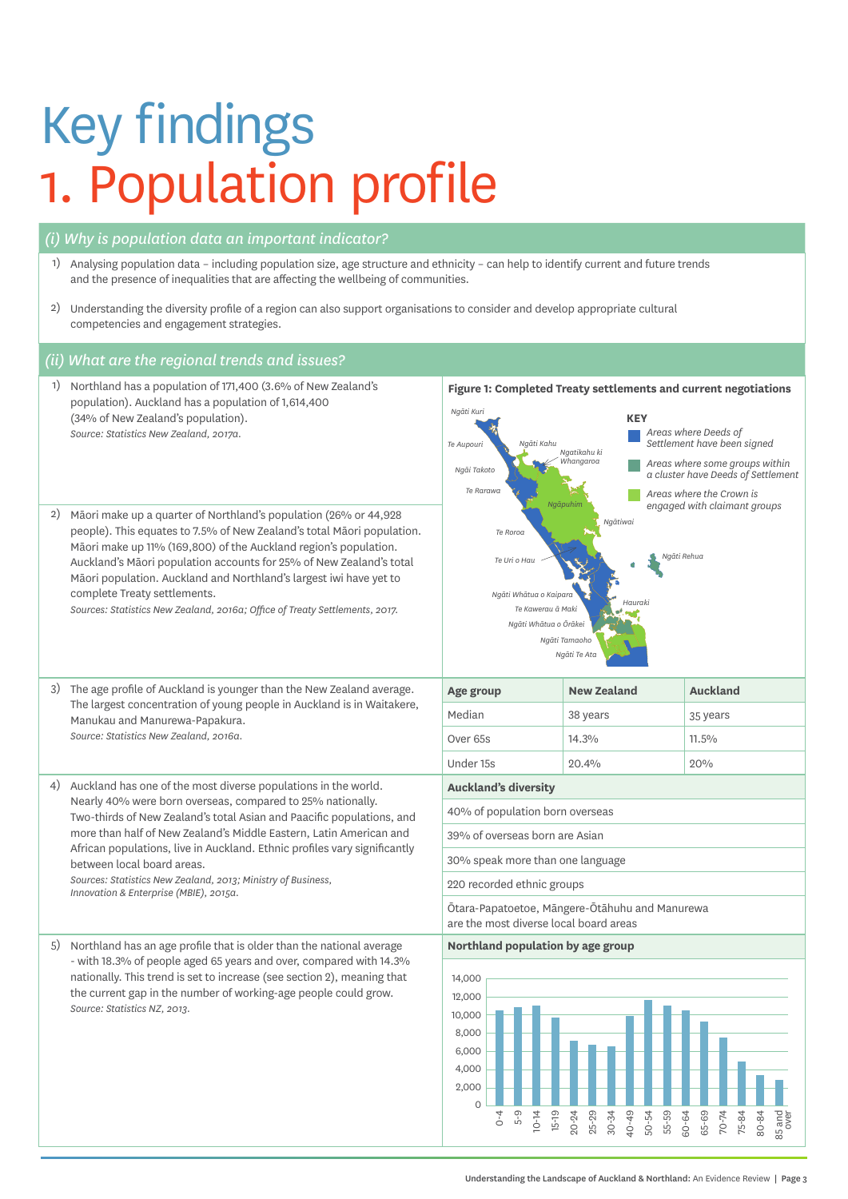# Key findings

# 1. Population profile

## (i) Why is population data an important indicator?

1) Analysing population data – including population size, age structure and ethnicity – can help to identify current and future trends and the presence of inequalities that are affecting the wellbeing of communities.

2) Understanding the diversity profile of a region can also support organisations to consider and develop appropriate cultural competencies and engagement strategies.

## (ii) What are the regional trends and issues?

1) Northland has a population of 171,400 (3.6% of New Zealand's population). Auckland has a population of 1,614,400 (34% of New Zealand's population).
*Source: Statistics New Zealand, 2017a.*

2) Māori make up a quarter of Northland's population (26% or 44,928 people). This equates to 7.5% of New Zealand's total Māori population. Māori make up 11% (169,800) of the Auckland region's population. Auckland's Māori population accounts for 25% of New Zealand's total Māori population. Auckland and Northland's largest iwi have yet to complete Treaty settlements.
*Sources: Statistics New Zealand, 2016a; Office of Treaty Settlements, 2017.*

**Figure 1: Completed Treaty settlements and current negotiations**

KEY
- Areas where Deeds of Settlement have been signed
- Areas where some groups within a cluster have Deeds of Settlement
- Areas where the Crown is engaged with claimant groups

Ngāti Kuri, Te Aupouri, Ngāti Kahu, Ngatikahu ki Whangaroa, Ngāi Takoto, Te Rarawa, Ngāpuhim, Ngātiwai, Te Roroa, Ngāti Rehua, Te Uri o Hau, Ngāti Whātua o Kaipara, Hauraki, Te Kawerau ā Maki, Ngāti Whātua o Ōrākei, Ngāti Tamaoho, Ngāti Te Ata

3) The age profile of Auckland is younger than the New Zealand average. The largest concentration of young people in Auckland is in Waitakere, Manukau and Manurewa-Papakura.
*Source: Statistics New Zealand, 2016a.*

| Age group | New Zealand | Auckland |
|---|---|---|
| Median | 38 years | 35 years |
| Over 65s | 14.3% | 11.5% |
| Under 15s | 20.4% | 20% |

4) Auckland has one of the most diverse populations in the world. Nearly 40% were born overseas, compared to 25% nationally. Two-thirds of New Zealand's total Asian and Paacific populations, and more than half of New Zealand's Middle Eastern, Latin American and African populations, live in Auckland. Ethnic profiles vary significantly between local board areas.
*Sources: Statistics New Zealand, 2013; Ministry of Business, Innovation & Enterprise (MBIE), 2015a.*

| Auckland's diversity |
|---|
| 40% of population born overseas |
| 39% of overseas born are Asian |
| 30% speak more than one language |
| 220 recorded ethnic groups |
| Ōtara-Papatoetoe, Māngere-Ōtāhuhu and Manurewa are the most diverse local board areas |

5) Northland has an age profile that is older than the national average - with 18.3% of people aged 65 years and over, compared with 14.3% nationally. This trend is set to increase (see section 2), meaning that the current gap in the number of working-age people could grow.
*Source: Statistics NZ, 2013.*

**Northland population by age group**

Y-axis: 0 to 14,000 (increments of 2,000). X-axis age groups: 0-4, 5-9, 10-14, 15-19, 20-24, 25-29, 30-34, 40-49, 50-54, 55-59, 60-64, 65-69, 70-74, 75-84, 80-84, 85 and over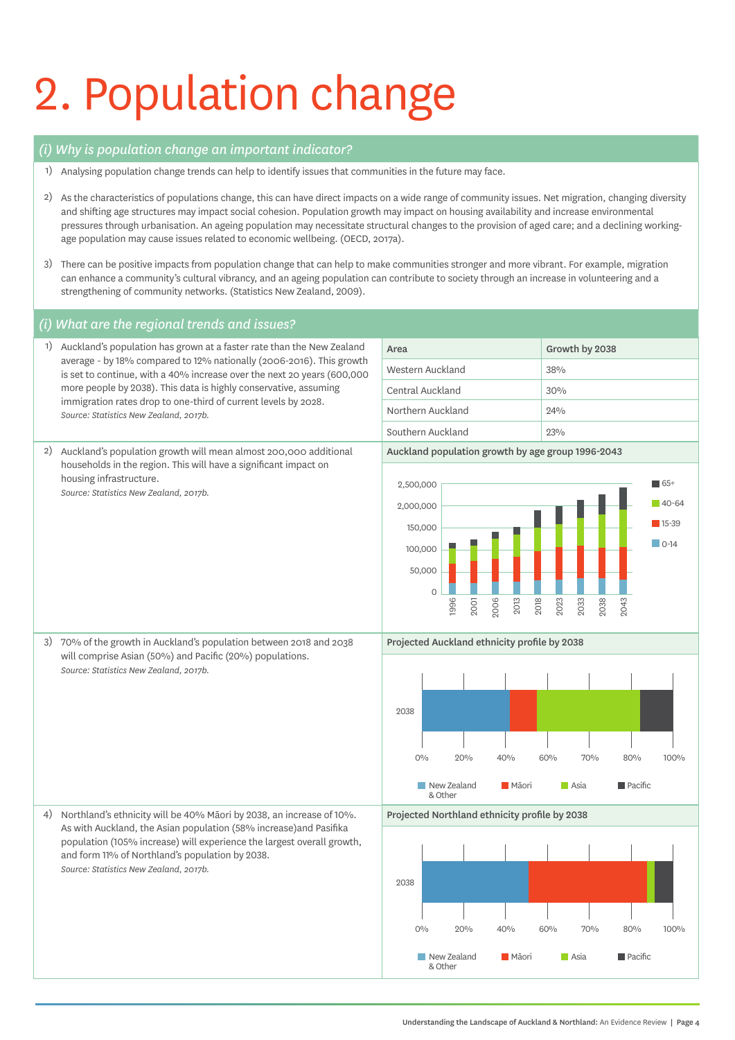# 2. Population change

## (i) Why is population change an important indicator?

1) Analysing population change trends can help to identify issues that communities in the future may face.

2) As the characteristics of populations change, this can have direct impacts on a wide range of community issues. Net migration, changing diversity and shifting age structures may impact social cohesion. Population growth may impact on housing availability and increase environmental pressures through urbanisation. An ageing population may necessitate structural changes to the provision of aged care; and a declining working-age population may cause issues related to economic wellbeing. (OECD, 2017a).

3) There can be positive impacts from population change that can help to make communities stronger and more vibrant. For example, migration can enhance a community's cultural vibrancy, and an ageing population can contribute to society through an increase in volunteering and a strengthening of community networks. (Statistics New Zealand, 2009).

## (i) What are the regional trends and issues?

1) Auckland's population has grown at a faster rate than the New Zealand average - by 18% compared to 12% nationally (2006-2016). This growth is set to continue, with a 40% increase over the next 20 years (600,000 more people by 2038). This data is highly conservative, assuming immigration rates drop to one-third of current levels by 2028.
*Source: Statistics New Zealand, 2017b.*

| Area | Growth by 2038 |
|---|---|
| Western Auckland | 38% |
| Central Auckland | 30% |
| Northern Auckland | 24% |
| Southern Auckland | 23% |

2) Auckland's population growth will mean almost 200,000 additional households in the region. This will have a significant impact on housing infrastructure.
*Source: Statistics New Zealand, 2017b.*

**Auckland population growth by age group 1996-2043**

3) 70% of the growth in Auckland's population between 2018 and 2038 will comprise Asian (50%) and Pacific (20%) populations.
*Source: Statistics New Zealand, 2017b.*

**Projected Auckland ethnicity profile by 2038**

4) Northland's ethnicity will be 40% Māori by 2038, an increase of 10%. As with Auckland, the Asian population (58% increase)and Pasifika population (105% increase) will experience the largest overall growth, and form 11% of Northland's population by 2038.
*Source: Statistics New Zealand, 2017b.*

**Projected Northland ethnicity profile by 2038**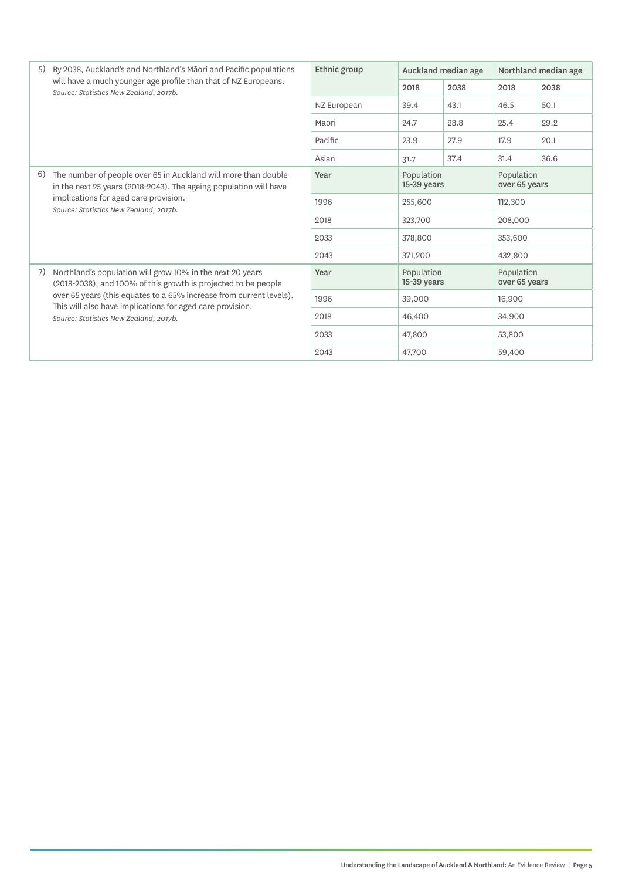5) By 2038, Auckland's and Northland's Māori and Pacific populations will have a much younger age profile than that of NZ Europeans.
*Source: Statistics New Zealand, 2017b.*

| Ethnic group | Auckland median age | | Northland median age | |
|---|---|---|---|---|
| | 2018 | 2038 | 2018 | 2038 |
| NZ European | 39.4 | 43.1 | 46.5 | 50.1 |
| Māori | 24.7 | 28.8 | 25.4 | 29.2 |
| Pacific | 23.9 | 27.9 | 17.9 | 20.1 |
| Asian | 31.7 | 37.4 | 31.4 | 36.6 |

6) The number of people over 65 in Auckland will more than double in the next 25 years (2018-2043). The ageing population will have implications for aged care provision.
*Source: Statistics New Zealand, 2017b.*

| Year | Population 15-39 years | Population over 65 years |
|---|---|---|
| 1996 | 255,600 | 112,300 |
| 2018 | 323,700 | 208,000 |
| 2033 | 378,800 | 353,600 |
| 2043 | 371,200 | 432,800 |

7) Northland's population will grow 10% in the next 20 years (2018-2038), and 100% of this growth is projected to be people over 65 years (this equates to a 65% increase from current levels). This will also have implications for aged care provision.
*Source: Statistics New Zealand, 2017b.*

| Year | Population 15-39 years | Population over 65 years |
|---|---|---|
| 1996 | 39,000 | 16,900 |
| 2018 | 46,400 | 34,900 |
| 2033 | 47,800 | 53,800 |
| 2043 | 47,700 | 59,400 |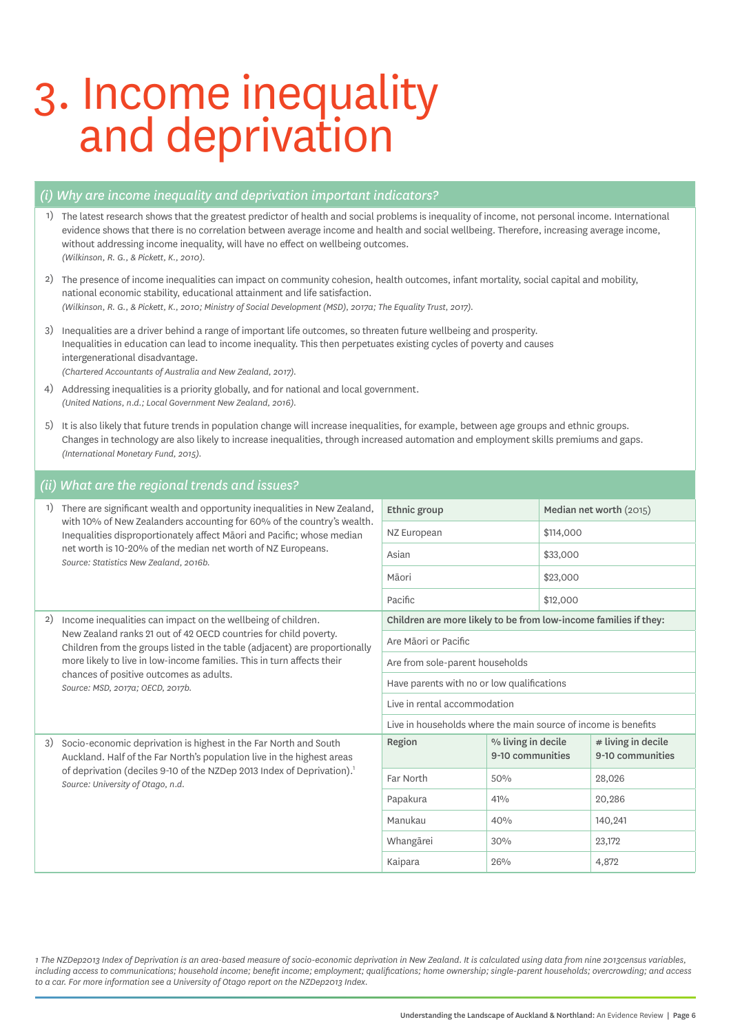# 3. Income inequality and deprivation

## (i) Why are income inequality and deprivation important indicators?

1) The latest research shows that the greatest predictor of health and social problems is inequality of income, not personal income. International evidence shows that there is no correlation between average income and health and social wellbeing. Therefore, increasing average income, without addressing income inequality, will have no effect on wellbeing outcomes.
*(Wilkinson, R. G., & Pickett, K., 2010).*

2) The presence of income inequalities can impact on community cohesion, health outcomes, infant mortality, social capital and mobility, national economic stability, educational attainment and life satisfaction.
*(Wilkinson, R. G., & Pickett, K., 2010; Ministry of Social Development (MSD), 2017a; The Equality Trust, 2017).*

3) Inequalities are a driver behind a range of important life outcomes, so threaten future wellbeing and prosperity. Inequalities in education can lead to income inequality. This then perpetuates existing cycles of poverty and causes intergenerational disadvantage.
*(Chartered Accountants of Australia and New Zealand, 2017).*

4) Addressing inequalities is a priority globally, and for national and local government.
*(United Nations, n.d.; Local Government New Zealand, 2016).*

5) It is also likely that future trends in population change will increase inequalities, for example, between age groups and ethnic groups. Changes in technology are also likely to increase inequalities, through increased automation and employment skills premiums and gaps.
*(International Monetary Fund, 2015).*

## (ii) What are the regional trends and issues?

1) There are significant wealth and opportunity inequalities in New Zealand, with 10% of New Zealanders accounting for 60% of the country's wealth. Inequalities disproportionately affect Māori and Pacific; whose median net worth is 10-20% of the median net worth of NZ Europeans.
*Source: Statistics New Zealand, 2016b.*

| Ethnic group | Median net worth (2015) |
|---|---|
| NZ European | $114,000 |
| Asian | $33,000 |
| Māori | $23,000 |
| Pacific | $12,000 |

2) Income inequalities can impact on the wellbeing of children. New Zealand ranks 21 out of 42 OECD countries for child poverty. Children from the groups listed in the table (adjacent) are proportionally more likely to live in low-income families. This in turn affects their chances of positive outcomes as adults.
*Source: MSD, 2017a; OECD, 2017b.*

| Children are more likely to be from low-income families if they: |
|---|
| Are Māori or Pacific |
| Are from sole-parent households |
| Have parents with no or low qualifications |
| Live in rental accommodation |
| Live in households where the main source of income is benefits |

3) Socio-economic deprivation is highest in the Far North and South Auckland. Half of the Far North's population live in the highest areas of deprivation (deciles 9-10 of the NZDep 2013 Index of Deprivation).[1]
*Source: University of Otago, n.d.*

| Region | % living in decile 9-10 communities | # living in decile 9-10 communities |
|---|---|---|
| Far North | 50% | 28,026 |
| Papakura | 41% | 20,286 |
| Manukau | 40% | 140,241 |
| Whangārei | 30% | 23,172 |
| Kaipara | 26% | 4,872 |

*1 The NZDep2013 Index of Deprivation is an area-based measure of socio-economic deprivation in New Zealand. It is calculated using data from nine 2013census variables, including access to communications; household income; benefit income; employment; qualifications; home ownership; single-parent households; overcrowding; and access to a car. For more information see a University of Otago report on the NZDep2013 Index.*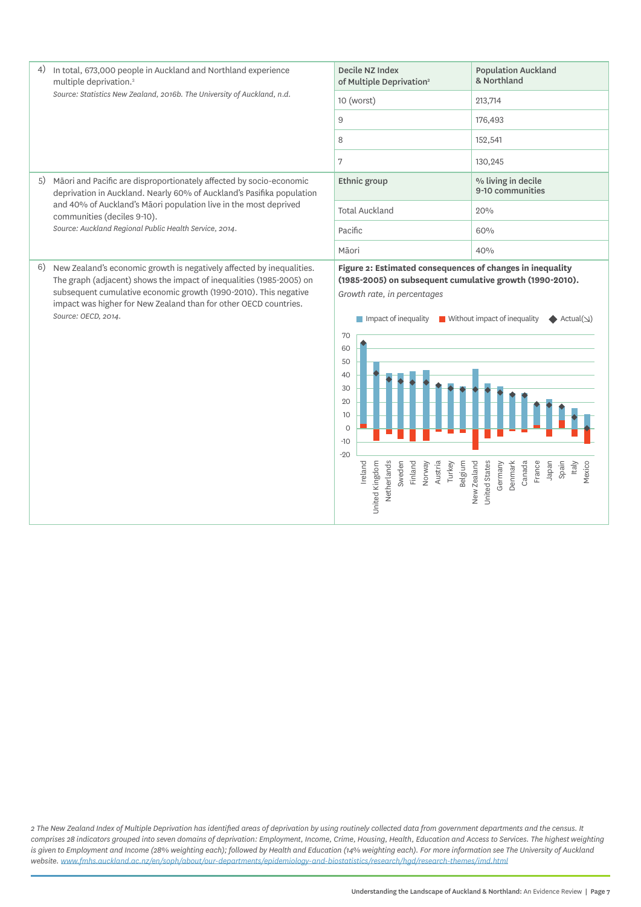4) In total, 673,000 people in Auckland and Northland experience multiple deprivation.[2]

*Source: Statistics New Zealand, 2016b. The University of Auckland, n.d.*

| Decile NZ Index of Multiple Deprivation[2] | Population Auckland & Northland |
|---|---|
| 10 (worst) | 213,714 |
| 9 | 176,493 |
| 8 | 152,541 |
| 7 | 130,245 |

5) Māori and Pacific are disproportionately affected by socio-economic deprivation in Auckland. Nearly 60% of Auckland's Pasifika population and 40% of Auckland's Māori population live in the most deprived communities (deciles 9-10).

*Source: Auckland Regional Public Health Service, 2014.*

| Ethnic group | % living in decile 9-10 communities |
|---|---|
| Total Auckland | 20% |
| Pacific | 60% |
| Māori | 40% |

6) New Zealand's economic growth is negatively affected by inequalities. The graph (adjacent) shows the impact of inequalities (1985-2005) on subsequent cumulative economic growth (1990-2010). This negative impact was higher for New Zealand than for other OECD countries.

*Source: OECD, 2014.*

**Figure 2: Estimated consequences of changes in inequality (1985-2005) on subsequent cumulative growth (1990-2010).**

*Growth rate, in percentages*

Legend: Impact of inequality; Without impact of inequality; Actual(↘)

Countries: Ireland, United Kingdom, Netherlands, Sweden, Finland, Norway, Austria, Turkey, Belgium, New Zealand, United States, Germany, Denmark, Canada, France, Japan, Spain, Italy, Mexico

---

2 The New Zealand Index of Multiple Deprivation has identified areas of deprivation by using routinely collected data from government departments and the census. It comprises 28 indicators grouped into seven domains of deprivation: Employment, Income, Crime, Housing, Health, Education and Access to Services. The highest weighting is given to Employment and Income (28% weighting each); followed by Health and Education (14% weighting each). For more information see The University of Auckland website. www.fmhs.auckland.ac.nz/en/soph/about/our-departments/epidemiology-and-biostatistics/research/hgd/research-themes/imd.html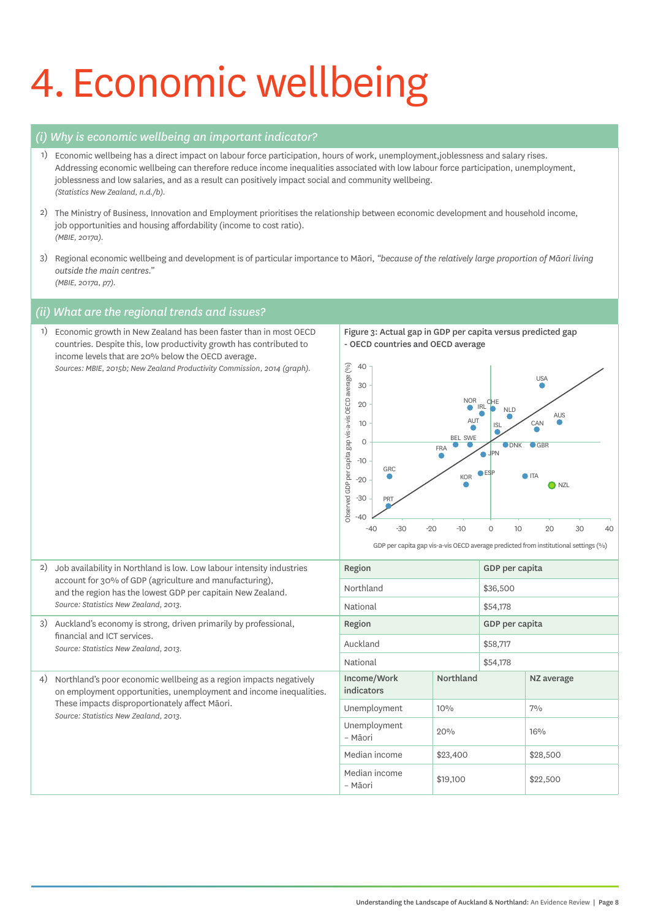# 4. Economic wellbeing

## *(i) Why is economic wellbeing an important indicator?*

1) Economic wellbeing has a direct impact on labour force participation, hours of work, unemployment,joblessness and salary rises. Addressing economic wellbeing can therefore reduce income inequalities associated with low labour force participation, unemployment, joblessness and low salaries, and as a result can positively impact social and community wellbeing.
*(Statistics New Zealand, n.d./b).*

2) The Ministry of Business, Innovation and Employment prioritises the relationship between economic development and household income, job opportunities and housing affordability (income to cost ratio).
*(MBIE, 2017a).*

3) Regional economic wellbeing and development is of particular importance to Māori, *"because of the relatively large proportion of Māori living outside the main centres."*
*(MBIE, 2017a, p7).*

## *(ii) What are the regional trends and issues?*

1) Economic growth in New Zealand has been faster than in most OECD countries. Despite this, low productivity growth has contributed to income levels that are 20% below the OECD average.
*Sources: MBIE, 2015b; New Zealand Productivity Commission, 2014 (graph).*

**Figure 3: Actual gap in GDP per capita versus predicted gap - OECD countries and OECD average**

2) Job availability in Northland is low. Low labour intensity industries account for 30% of GDP (agriculture and manufacturing), and the region has the lowest GDP per capitain New Zealand.
*Source: Statistics New Zealand, 2013.*

| Region | GDP per capita |
|---|---|
| Northland | $36,500 |
| National | $54,178 |

3) Auckland's economy is strong, driven primarily by professional, financial and ICT services.
*Source: Statistics New Zealand, 2013.*

| Region | GDP per capita |
|---|---|
| Auckland | $58,717 |
| National | $54,178 |

4) Northland's poor economic wellbeing as a region impacts negatively on employment opportunities, unemployment and income inequalities. These impacts disproportionately affect Māori.
*Source: Statistics New Zealand, 2013.*

| Income/Work indicators | Northland | NZ average |
|---|---|---|
| Unemployment | 10% | 7% |
| Unemployment – Māori | 20% | 16% |
| Median income | $23,400 | $28,500 |
| Median income – Māori | $19,100 | $22,500 |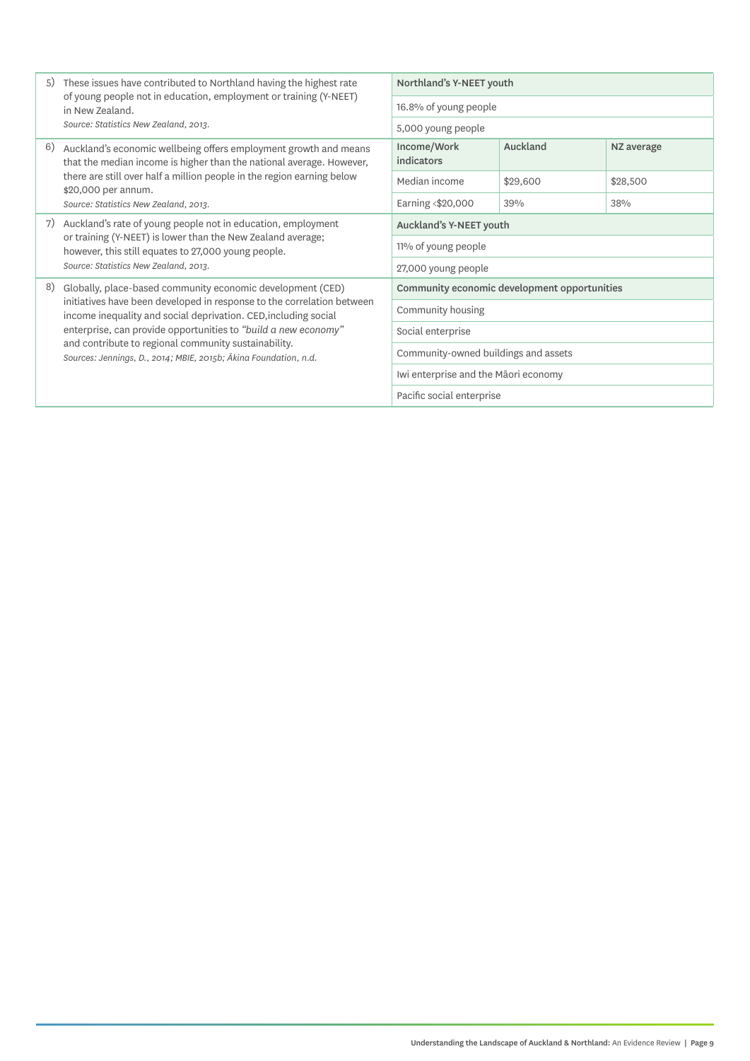| | | | |
|---|---|---|---|
| 5) These issues have contributed to Northland having the highest rate of young people not in education, employment or training (Y-NEET) in New Zealand. *Source: Statistics New Zealand, 2013.* | **Northland's Y-NEET youth** | | |
| | 16.8% of young people | | |
| | 5,000 young people | | |
| 6) Auckland's economic wellbeing offers employment growth and means that the median income is higher than the national average. However, there are still over half a million people in the region earning below $20,000 per annum. *Source: Statistics New Zealand, 2013.* | **Income/Work indicators** | **Auckland** | **NZ average** |
| | Median income | $29,600 | $28,500 |
| | Earning <$20,000 | 39% | 38% |
| 7) Auckland's rate of young people not in education, employment or training (Y-NEET) is lower than the New Zealand average; however, this still equates to 27,000 young people. *Source: Statistics New Zealand, 2013.* | **Auckland's Y-NEET youth** | | |
| | 11% of young people | | |
| | 27,000 young people | | |
| 8) Globally, place-based community economic development (CED) initiatives have been developed in response to the correlation between income inequality and social deprivation. CED,including social enterprise, can provide opportunities to *"build a new economy"* and contribute to regional community sustainability. *Sources: Jennings, D., 2014; MBIE, 2015b; Ākina Foundation, n.d.* | **Community economic development opportunities** | | |
| | Community housing | | |
| | Social enterprise | | |
| | Community-owned buildings and assets | | |
| | Iwi enterprise and the Māori economy | | |
| | Pacific social enterprise | | |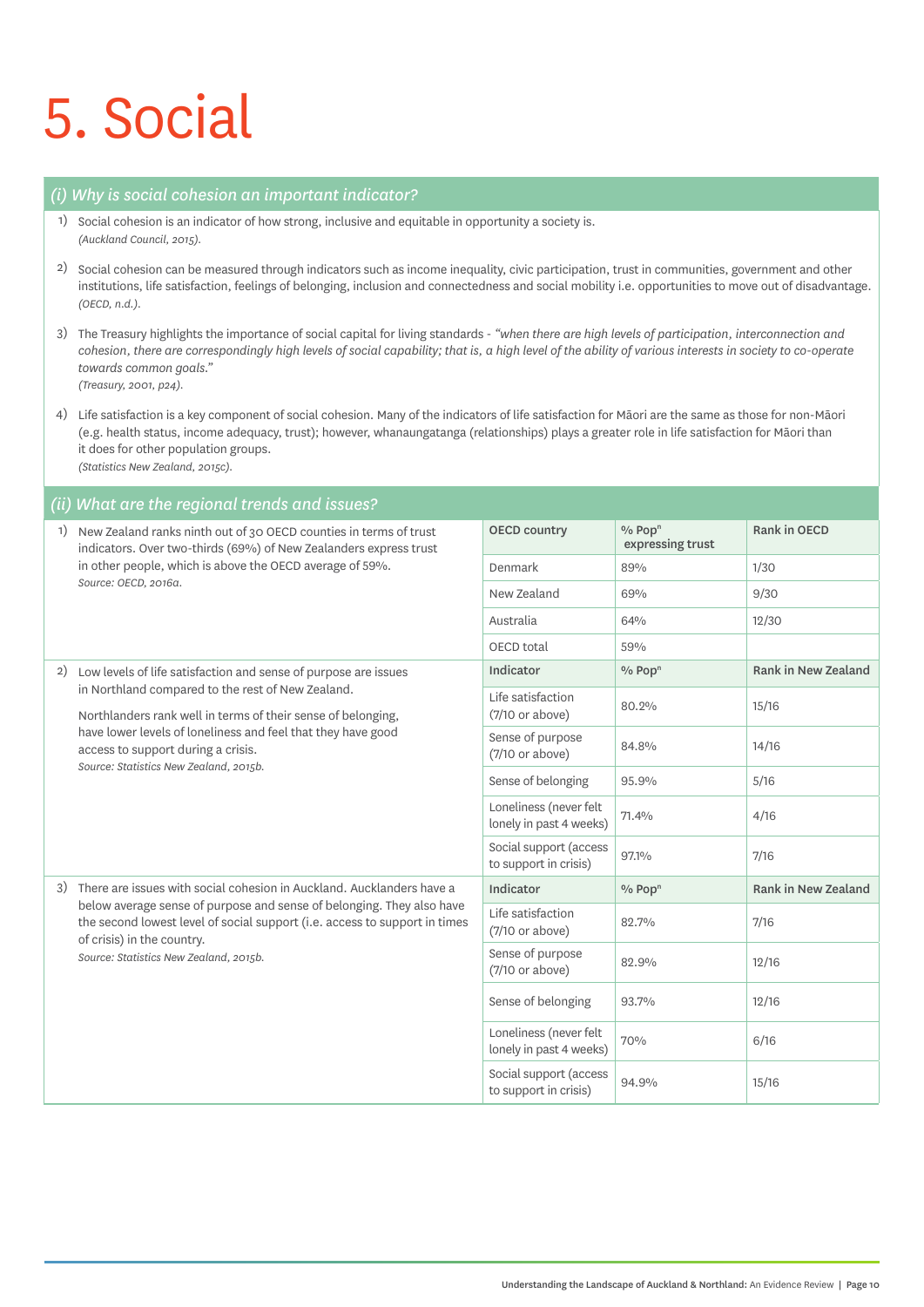# 5. Social

## (i) Why is social cohesion an important indicator?

1) Social cohesion is an indicator of how strong, inclusive and equitable in opportunity a society is.
*(Auckland Council, 2015).*

2) Social cohesion can be measured through indicators such as income inequality, civic participation, trust in communities, government and other institutions, life satisfaction, feelings of belonging, inclusion and connectedness and social mobility i.e. opportunities to move out of disadvantage.
*(OECD, n.d.).*

3) The Treasury highlights the importance of social capital for living standards - *"when there are high levels of participation, interconnection and cohesion, there are correspondingly high levels of social capability; that is, a high level of the ability of various interests in society to co-operate towards common goals."*
*(Treasury, 2001, p24).*

4) Life satisfaction is a key component of social cohesion. Many of the indicators of life satisfaction for Māori are the same as those for non-Māori (e.g. health status, income adequacy, trust); however, whanaungatanga (relationships) plays a greater role in life satisfaction for Māori than it does for other population groups.
*(Statistics New Zealand, 2015c).*

## (ii) What are the regional trends and issues?

1) New Zealand ranks ninth out of 30 OECD counties in terms of trust indicators. Over two-thirds (69%) of New Zealanders express trust in other people, which is above the OECD average of 59%.
*Source: OECD, 2016a.*

| OECD country | % Pop[n] expressing trust | Rank in OECD |
|---|---|---|
| Denmark | 89% | 1/30 |
| New Zealand | 69% | 9/30 |
| Australia | 64% | 12/30 |
| OECD total | 59% | |

2) Low levels of life satisfaction and sense of purpose are issues in Northland compared to the rest of New Zealand.

Northlanders rank well in terms of their sense of belonging, have lower levels of loneliness and feel that they have good access to support during a crisis.
*Source: Statistics New Zealand, 2015b.*

| Indicator | % Pop[n] | Rank in New Zealand |
|---|---|---|
| Life satisfaction (7/10 or above) | 80.2% | 15/16 |
| Sense of purpose (7/10 or above) | 84.8% | 14/16 |
| Sense of belonging | 95.9% | 5/16 |
| Loneliness (never felt lonely in past 4 weeks) | 71.4% | 4/16 |
| Social support (access to support in crisis) | 97.1% | 7/16 |

3) There are issues with social cohesion in Auckland. Aucklanders have a below average sense of purpose and sense of belonging. They also have the second lowest level of social support (i.e. access to support in times of crisis) in the country.
*Source: Statistics New Zealand, 2015b.*

| Indicator | % Pop[n] | Rank in New Zealand |
|---|---|---|
| Life satisfaction (7/10 or above) | 82.7% | 7/16 |
| Sense of purpose (7/10 or above) | 82.9% | 12/16 |
| Sense of belonging | 93.7% | 12/16 |
| Loneliness (never felt lonely in past 4 weeks) | 70% | 6/16 |
| Social support (access to support in crisis) | 94.9% | 15/16 |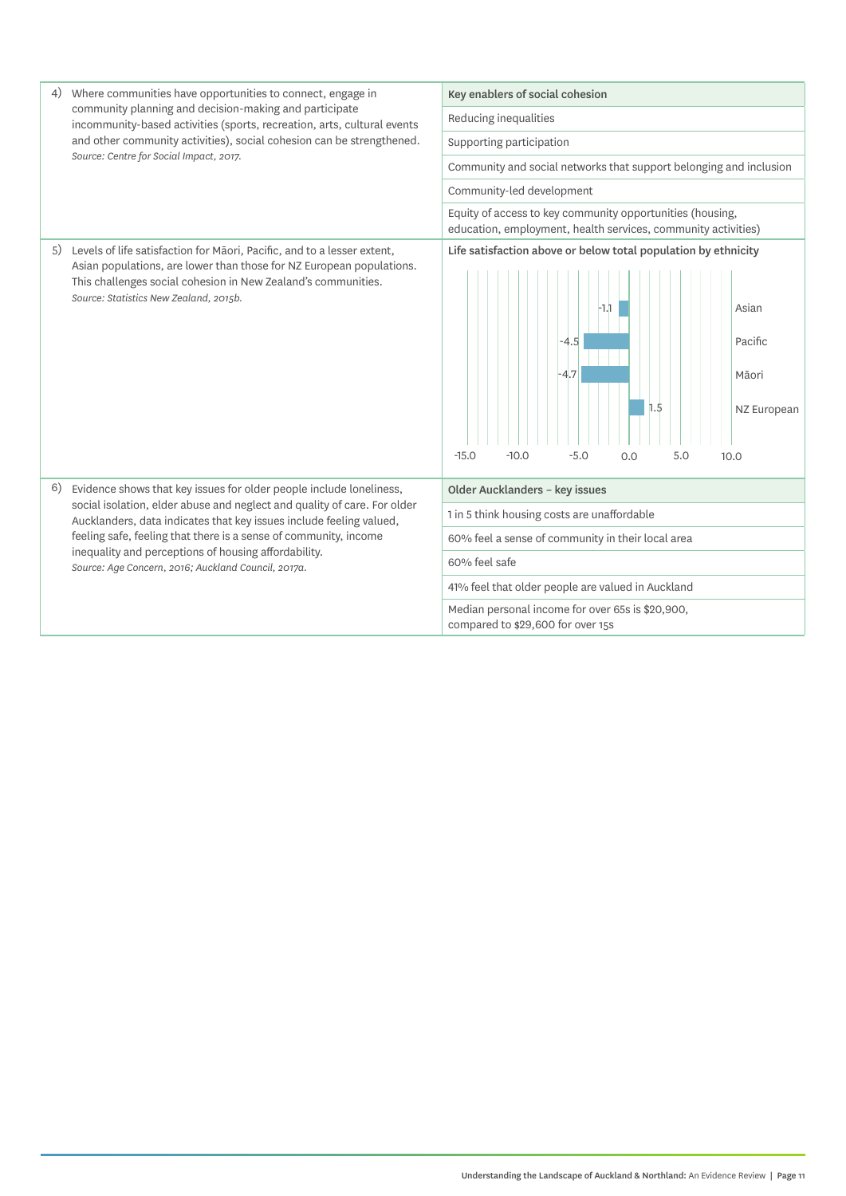4) Where communities have opportunities to connect, engage in community planning and decision-making and participate incommunity-based activities (sports, recreation, arts, cultural events and other community activities), social cohesion can be strengthened.
*Source: Centre for Social Impact, 2017.*

| Key enablers of social cohesion |
|---|
| Reducing inequalities |
| Supporting participation |
| Community and social networks that support belonging and inclusion |
| Community-led development |
| Equity of access to key community opportunities (housing, education, employment, health services, community activities) |

5) Levels of life satisfaction for Māori, Pacific, and to a lesser extent, Asian populations, are lower than those for NZ European populations. This challenges social cohesion in New Zealand's communities.
*Source: Statistics New Zealand, 2015b.*

**Life satisfaction above or below total population by ethnicity**

| Ethnicity | Value |
|---|---|
| Asian | -1.1 |
| Pacific | -4.5 |
| Māori | -4.7 |
| NZ European | 1.5 |

6) Evidence shows that key issues for older people include loneliness, social isolation, elder abuse and neglect and quality of care. For older Aucklanders, data indicates that key issues include feeling valued, feeling safe, feeling that there is a sense of community, income inequality and perceptions of housing affordability.
*Source: Age Concern, 2016; Auckland Council, 2017a.*

| Older Aucklanders – key issues |
|---|
| 1 in 5 think housing costs are unaffordable |
| 60% feel a sense of community in their local area |
| 60% feel safe |
| 41% feel that older people are valued in Auckland |
| Median personal income for over 65s is $20,900, compared to $29,600 for over 15s |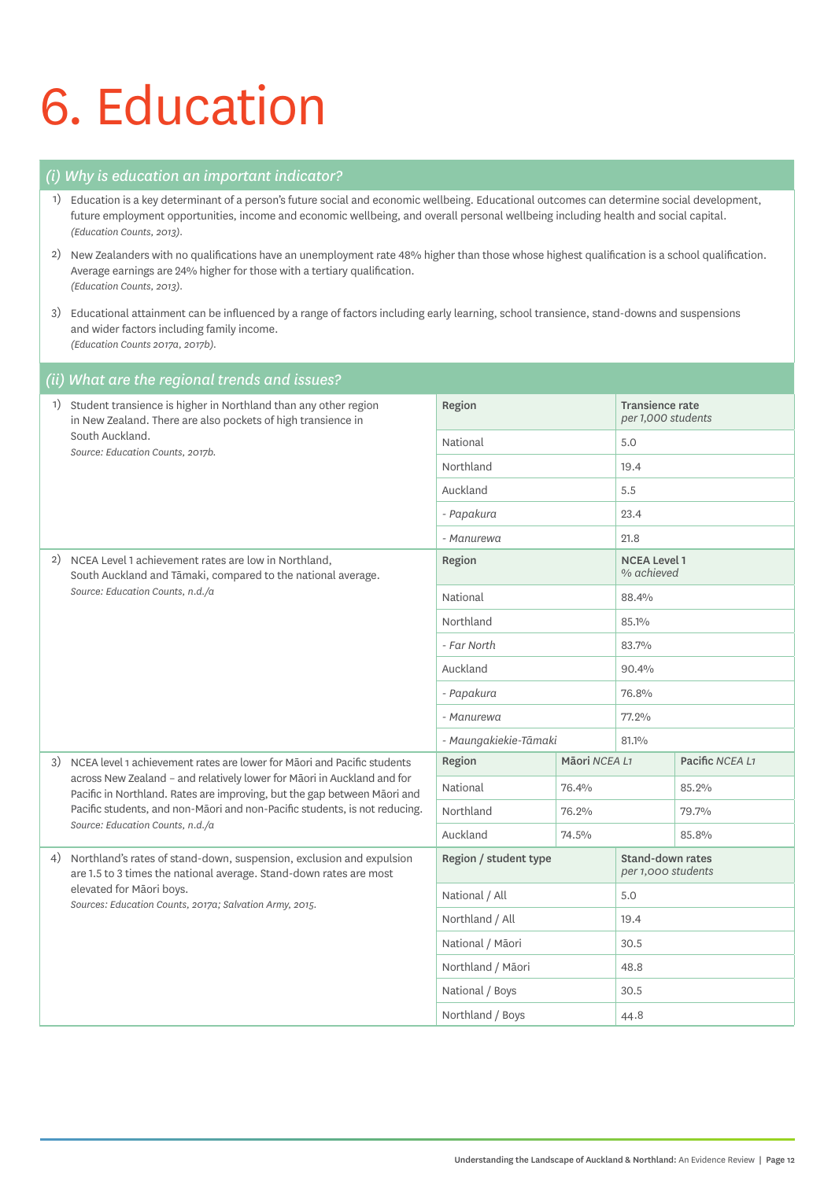# 6. Education

## (i) Why is education an important indicator?

1) Education is a key determinant of a person's future social and economic wellbeing. Educational outcomes can determine social development, future employment opportunities, income and economic wellbeing, and overall personal wellbeing including health and social capital.
*(Education Counts, 2013).*

2) New Zealanders with no qualifications have an unemployment rate 48% higher than those whose highest qualification is a school qualification. Average earnings are 24% higher for those with a tertiary qualification.
*(Education Counts, 2013).*

3) Educational attainment can be influenced by a range of factors including early learning, school transience, stand-downs and suspensions and wider factors including family income.
*(Education Counts 2017a, 2017b).*

## (ii) What are the regional trends and issues?

1) Student transience is higher in Northland than any other region in New Zealand. There are also pockets of high transience in South Auckland.
*Source: Education Counts, 2017b.*

| Region | Transience rate *per 1,000 students* |
|---|---|
| National | 5.0 |
| Northland | 19.4 |
| Auckland | 5.5 |
| *- Papakura* | 23.4 |
| *- Manurewa* | 21.8 |

2) NCEA Level 1 achievement rates are low in Northland, South Auckland and Tāmaki, compared to the national average.
*Source: Education Counts, n.d./a*

| Region | NCEA Level 1 *% achieved* |
|---|---|
| National | 88.4% |
| Northland | 85.1% |
| *- Far North* | 83.7% |
| Auckland | 90.4% |
| *- Papakura* | 76.8% |
| *- Manurewa* | 77.2% |
| *- Maungakiekie-Tāmaki* | 81.1% |

3) NCEA level 1 achievement rates are lower for Māori and Pacific students across New Zealand – and relatively lower for Māori in Auckland and for Pacific in Northland. Rates are improving, but the gap between Māori and Pacific students, and non-Māori and non-Pacific students, is not reducing.
*Source: Education Counts, n.d./a*

| Region | Māori *NCEA L1* | Pacific *NCEA L1* |
|---|---|---|
| National | 76.4% | 85.2% |
| Northland | 76.2% | 79.7% |
| Auckland | 74.5% | 85.8% |

4) Northland's rates of stand-down, suspension, exclusion and expulsion are 1.5 to 3 times the national average. Stand-down rates are most elevated for Māori boys.
*Sources: Education Counts, 2017a; Salvation Army, 2015.*

| Region / student type | Stand-down rates *per 1,000 students* |
|---|---|
| National / All | 5.0 |
| Northland / All | 19.4 |
| National / Māori | 30.5 |
| Northland / Māori | 48.8 |
| National / Boys | 30.5 |
| Northland / Boys | 44.8 |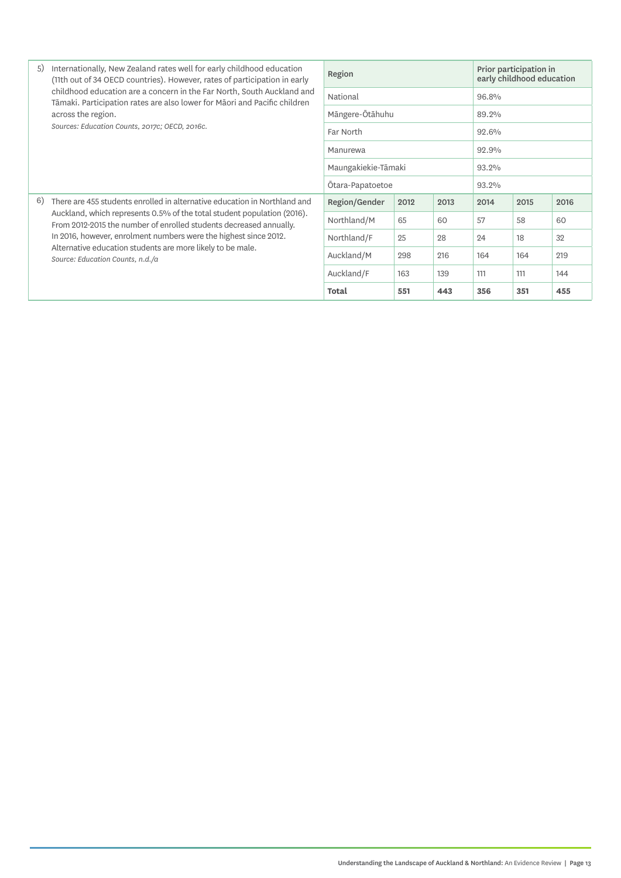5) Internationally, New Zealand rates well for early childhood education (11th out of 34 OECD countries). However, rates of participation in early childhood education are a concern in the Far North, South Auckland and Tāmaki. Participation rates are also lower for Māori and Pacific children across the region.
*Sources: Education Counts, 2017c; OECD, 2016c.*

| Region | Prior participation in early childhood education |
|---|---|
| National | 96.8% |
| Māngere-Ōtāhuhu | 89.2% |
| Far North | 92.6% |
| Manurewa | 92.9% |
| Maungakiekie-Tāmaki | 93.2% |
| Ōtara-Papatoetoe | 93.2% |

6) There are 455 students enrolled in alternative education in Northland and Auckland, which represents 0.5% of the total student population (2016). From 2012-2015 the number of enrolled students decreased annually. In 2016, however, enrolment numbers were the highest since 2012. Alternative education students are more likely to be male.
*Source: Education Counts, n.d./a*

| Region/Gender | 2012 | 2013 | 2014 | 2015 | 2016 |
|---|---|---|---|---|---|
| Northland/M | 65 | 60 | 57 | 58 | 60 |
| Northland/F | 25 | 28 | 24 | 18 | 32 |
| Auckland/M | 298 | 216 | 164 | 164 | 219 |
| Auckland/F | 163 | 139 | 111 | 111 | 144 |
| **Total** | **551** | **443** | **356** | **351** | **455** |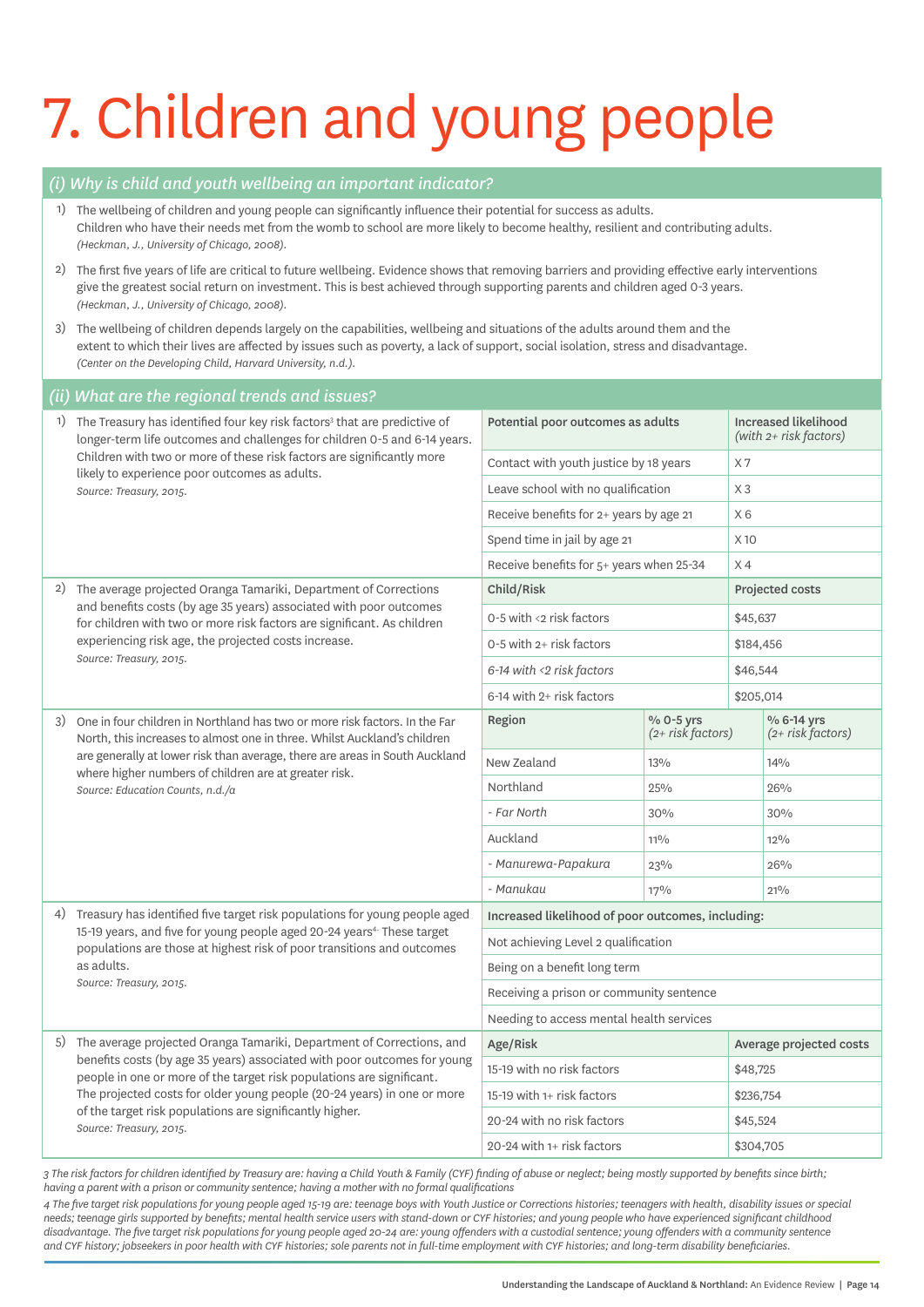# 7. Children and young people

## (i) Why is child and youth wellbeing an important indicator?

1) The wellbeing of children and young people can significantly influence their potential for success as adults. Children who have their needs met from the womb to school are more likely to become healthy, resilient and contributing adults. *(Heckman, J., University of Chicago, 2008).*

2) The first five years of life are critical to future wellbeing. Evidence shows that removing barriers and providing effective early interventions give the greatest social return on investment. This is best achieved through supporting parents and children aged 0-3 years. *(Heckman, J., University of Chicago, 2008).*

3) The wellbeing of children depends largely on the capabilities, wellbeing and situations of the adults around them and the extent to which their lives are affected by issues such as poverty, a lack of support, social isolation, stress and disadvantage. *(Center on the Developing Child, Harvard University, n.d.).*

## (ii) What are the regional trends and issues?

1) The Treasury has identified four key risk factors[3] that are predictive of longer-term life outcomes and challenges for children 0-5 and 6-14 years. Children with two or more of these risk factors are significantly more likely to experience poor outcomes as adults.
*Source: Treasury, 2015.*

| Potential poor outcomes as adults | Increased likelihood *(with 2+ risk factors)* |
|---|---|
| Contact with youth justice by 18 years | X 7 |
| Leave school with no qualification | X 3 |
| Receive benefits for 2+ years by age 21 | X 6 |
| Spend time in jail by age 21 | X 10 |
| Receive benefits for 5+ years when 25-34 | X 4 |

2) The average projected Oranga Tamariki, Department of Corrections and benefits costs (by age 35 years) associated with poor outcomes for children with two or more risk factors are significant. As children experiencing risk age, the projected costs increase.
*Source: Treasury, 2015.*

| Child/Risk | Projected costs |
|---|---|
| 0-5 with <2 risk factors | $45,637 |
| 0-5 with 2+ risk factors | $184,456 |
| *6-14 with <2 risk factors* | $46,544 |
| 6-14 with 2+ risk factors | $205,014 |

3) One in four children in Northland has two or more risk factors. In the Far North, this increases to almost one in three. Whilst Auckland's children are generally at lower risk than average, there are areas in South Auckland where higher numbers of children are at greater risk.
*Source: Education Counts, n.d./a*

| Region | % 0-5 yrs *(2+ risk factors)* | % 6-14 yrs *(2+ risk factors)* |
|---|---|---|
| New Zealand | 13% | 14% |
| Northland | 25% | 26% |
| *- Far North* | 30% | 30% |
| Auckland | 11% | 12% |
| *- Manurewa-Papakura* | 23% | 26% |
| *- Manukau* | 17% | 21% |

4) Treasury has identified five target risk populations for young people aged 15-19 years, and five for young people aged 20-24 years[4]. These target populations are those at highest risk of poor transitions and outcomes as adults.
*Source: Treasury, 2015.*

| Increased likelihood of poor outcomes, including: |
|---|
| Not achieving Level 2 qualification |
| Being on a benefit long term |
| Receiving a prison or community sentence |
| Needing to access mental health services |

5) The average projected Oranga Tamariki, Department of Corrections, and benefits costs (by age 35 years) associated with poor outcomes for young people in one or more of the target risk populations are significant. The projected costs for older young people (20-24 years) in one or more of the target risk populations are significantly higher.
*Source: Treasury, 2015.*

| Age/Risk | Average projected costs |
|---|---|
| 15-19 with no risk factors | $48,725 |
| 15-19 with 1+ risk factors | $236,754 |
| 20-24 with no risk factors | $45,524 |
| 20-24 with 1+ risk factors | $304,705 |

*3 The risk factors for children identified by Treasury are: having a Child Youth & Family (CYF) finding of abuse or neglect; being mostly supported by benefits since birth; having a parent with a prison or community sentence; having a mother with no formal qualifications*

*4 The five target risk populations for young people aged 15-19 are: teenage boys with Youth Justice or Corrections histories; teenagers with health, disability issues or special needs; teenage girls supported by benefits; mental health service users with stand-down or CYF histories; and young people who have experienced significant childhood disadvantage. The five target risk populations for young people aged 20-24 are: young offenders with a custodial sentence; young offenders with a community sentence and CYF history; jobseekers in poor health with CYF histories; sole parents not in full-time employment with CYF histories; and long-term disability beneficiaries.*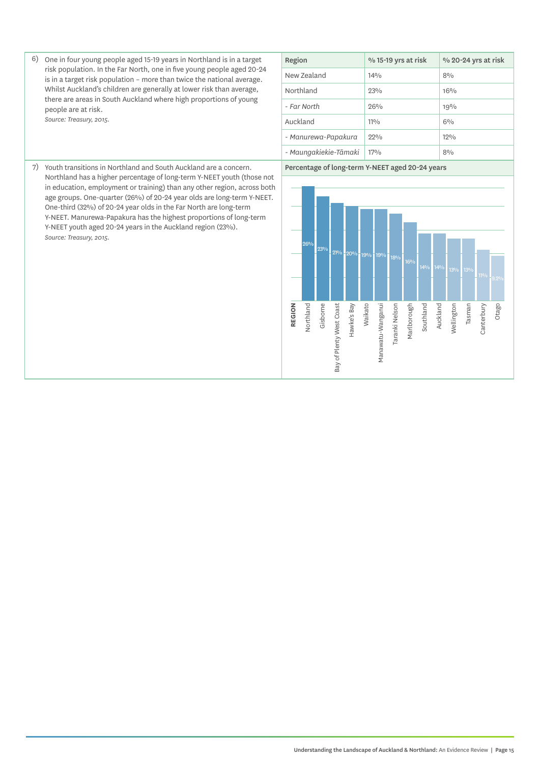6) One in four young people aged 15-19 years in Northland is in a target risk population. In the Far North, one in five young people aged 20-24 is in a target risk population – more than twice the national average. Whilst Auckland's children are generally at lower risk than average, there are areas in South Auckland where high proportions of young people are at risk.
*Source: Treasury, 2015.*

| Region | % 15-19 yrs at risk | % 20-24 yrs at risk |
|---|---|---|
| New Zealand | 14% | 8% |
| Northland | 23% | 16% |
| *- Far North* | 26% | 19% |
| Auckland | 11% | 6% |
| *- Manurewa-Papakura* | 22% | 12% |
| *- Maungakiekie-Tāmaki* | 17% | 8% |

7) Youth transitions in Northland and South Auckland are a concern. Northland has a higher percentage of long-term Y-NEET youth (those not in education, employment or training) than any other region, across both age groups. One-quarter (26%) of 20-24 year olds are long-term Y-NEET. One-third (32%) of 20-24 year olds in the Far North are long-term Y-NEET. Manurewa-Papakura has the highest proportions of long-term Y-NEET youth aged 20-24 years in the Auckland region (23%).
*Source: Treasury, 2015.*

**Percentage of long-term Y-NEET aged 20-24 years**

| REGION | % |
|---|---|
| Northland | 26% |
| Gisborne | 23% |
| Bay of Plenty West Coast | 21% |
| Hawke's Bay | 20% |
| Waikato | 19% |
| Manawatu-Wanganui | 19% |
| Taranki Nelson | 18% |
| Marlborough | 16% |
| Southland | 14% |
| Auckland | 14% |
| Wellington | 13% |
| Tasman | 13% |
| Canterbury | 11% |
| Otago | 9.2% |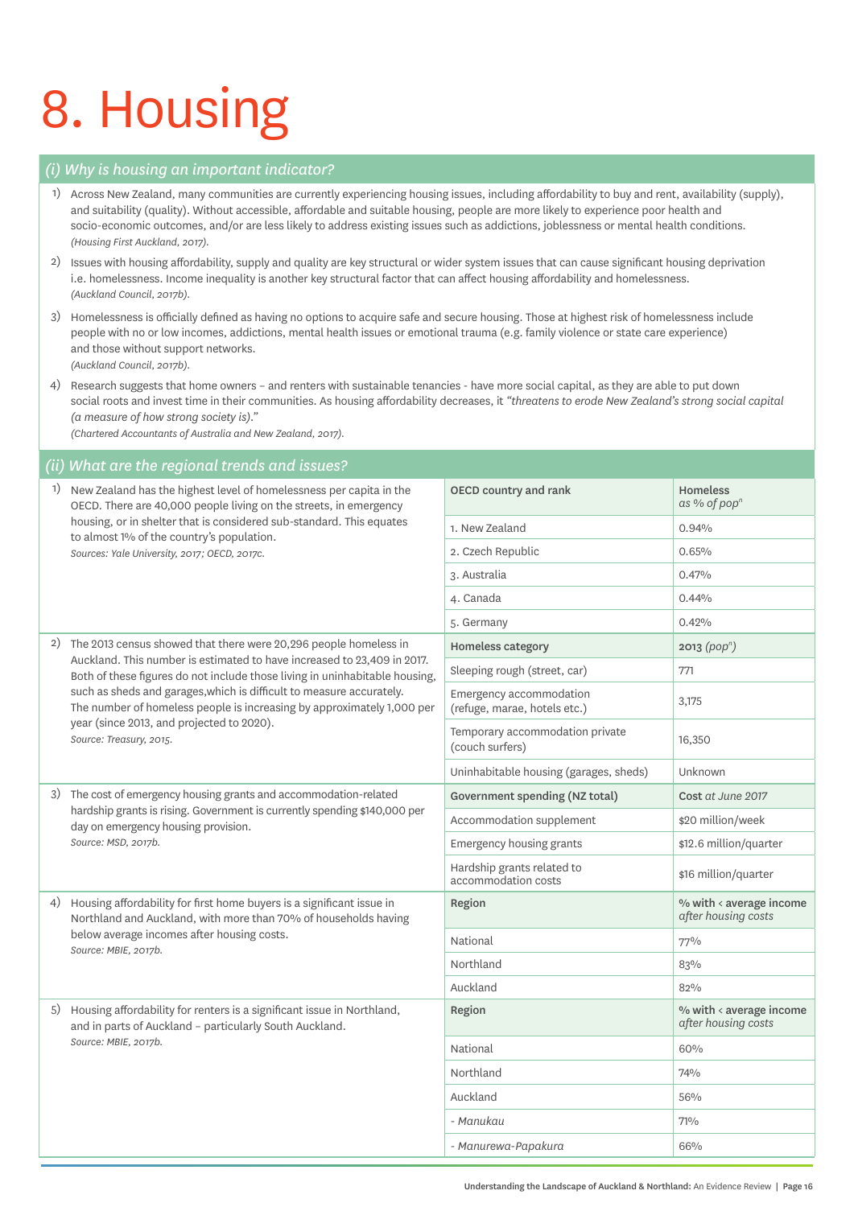# 8. Housing

## *(i) Why is housing an important indicator?*

1) Across New Zealand, many communities are currently experiencing housing issues, including affordability to buy and rent, availability (supply), and suitability (quality). Without accessible, affordable and suitable housing, people are more likely to experience poor health and socio-economic outcomes, and/or are less likely to address existing issues such as addictions, joblessness or mental health conditions.
*(Housing First Auckland, 2017).*

2) Issues with housing affordability, supply and quality are key structural or wider system issues that can cause significant housing deprivation i.e. homelessness. Income inequality is another key structural factor that can affect housing affordability and homelessness.
*(Auckland Council, 2017b).*

3) Homelessness is officially defined as having no options to acquire safe and secure housing. Those at highest risk of homelessness include people with no or low incomes, addictions, mental health issues or emotional trauma (e.g. family violence or state care experience) and those without support networks.
*(Auckland Council, 2017b).*

4) Research suggests that home owners – and renters with sustainable tenancies - have more social capital, as they are able to put down social roots and invest time in their communities. As housing affordability decreases, it *"threatens to erode New Zealand's strong social capital (a measure of how strong society is)."*
*(Chartered Accountants of Australia and New Zealand, 2017).*

## *(ii) What are the regional trends and issues?*

1) New Zealand has the highest level of homelessness per capita in the OECD. There are 40,000 people living on the streets, in emergency housing, or in shelter that is considered sub-standard. This equates to almost 1% of the country's population.
*Sources: Yale University, 2017; OECD, 2017c.*

| OECD country and rank | Homeless *as % of pop[n]* |
|---|---|
| 1. New Zealand | 0.94% |
| 2. Czech Republic | 0.65% |
| 3. Australia | 0.47% |
| 4. Canada | 0.44% |
| 5. Germany | 0.42% |

2) The 2013 census showed that there were 20,296 people homeless in Auckland. This number is estimated to have increased to 23,409 in 2017. Both of these figures do not include those living in uninhabitable housing, such as sheds and garages,which is difficult to measure accurately. The number of homeless people is increasing by approximately 1,000 per year (since 2013, and projected to 2020).
*Source: Treasury, 2015.*

| Homeless category | 2013 *(pop[n])* |
|---|---|
| Sleeping rough (street, car) | 771 |
| Emergency accommodation (refuge, marae, hotels etc.) | 3,175 |
| Temporary accommodation private (couch surfers) | 16,350 |
| Uninhabitable housing (garages, sheds) | Unknown |

3) The cost of emergency housing grants and accommodation-related hardship grants is rising. Government is currently spending $140,000 per day on emergency housing provision.
*Source: MSD, 2017b.*

| Government spending (NZ total) | Cost *at June 2017* |
|---|---|
| Accommodation supplement | $20 million/week |
| Emergency housing grants | $12.6 million/quarter |
| Hardship grants related to accommodation costs | $16 million/quarter |

4) Housing affordability for first home buyers is a significant issue in Northland and Auckland, with more than 70% of households having below average incomes after housing costs.
*Source: MBIE, 2017b.*

| Region | % with < average income *after housing costs* |
|---|---|
| National | 77% |
| Northland | 83% |
| Auckland | 82% |

5) Housing affordability for renters is a significant issue in Northland, and in parts of Auckland – particularly South Auckland.
*Source: MBIE, 2017b.*

| Region | % with < average income *after housing costs* |
|---|---|
| National | 60% |
| Northland | 74% |
| Auckland | 56% |
| *- Manukau* | 71% |
| *- Manurewa-Papakura* | 66% |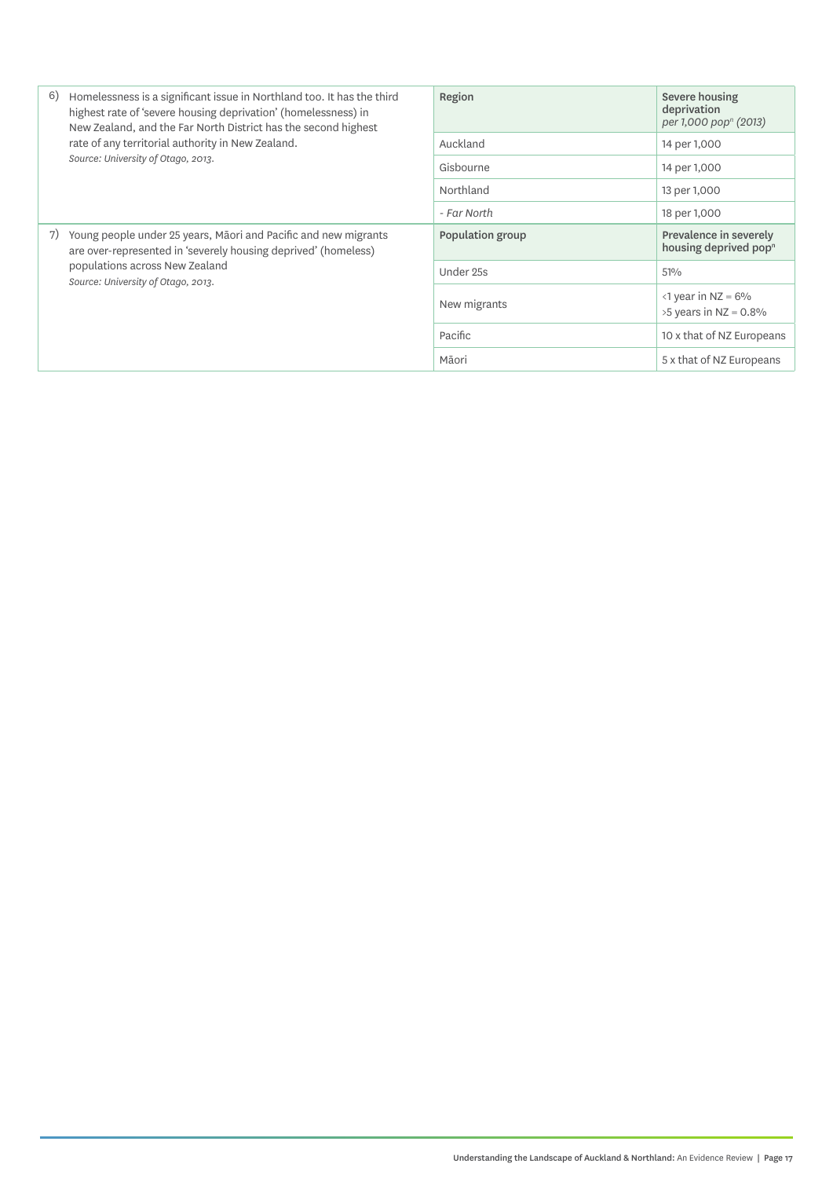| | Region | Severe housing deprivation *per 1,000 pop[n] (2013)* |
|---|---|---|
| 6) Homelessness is a significant issue in Northland too. It has the third highest rate of 'severe housing deprivation' (homelessness) in New Zealand, and the Far North District has the second highest rate of any territorial authority in New Zealand. *Source: University of Otago, 2013.* | Auckland | 14 per 1,000 |
| | Gisbourne | 14 per 1,000 |
| | Northland | 13 per 1,000 |
| | *- Far North* | 18 per 1,000 |

| | Population group | Prevalence in severely housing deprived pop[n] |
|---|---|---|
| 7) Young people under 25 years, Māori and Pacific and new migrants are over-represented in 'severely housing deprived' (homeless) populations across New Zealand *Source: University of Otago, 2013.* | Under 25s | 51% |
| | New migrants | <1 year in NZ = 6% >5 years in NZ = 0.8% |
| | Pacific | 10 x that of NZ Europeans |
| | Māori | 5 x that of NZ Europeans |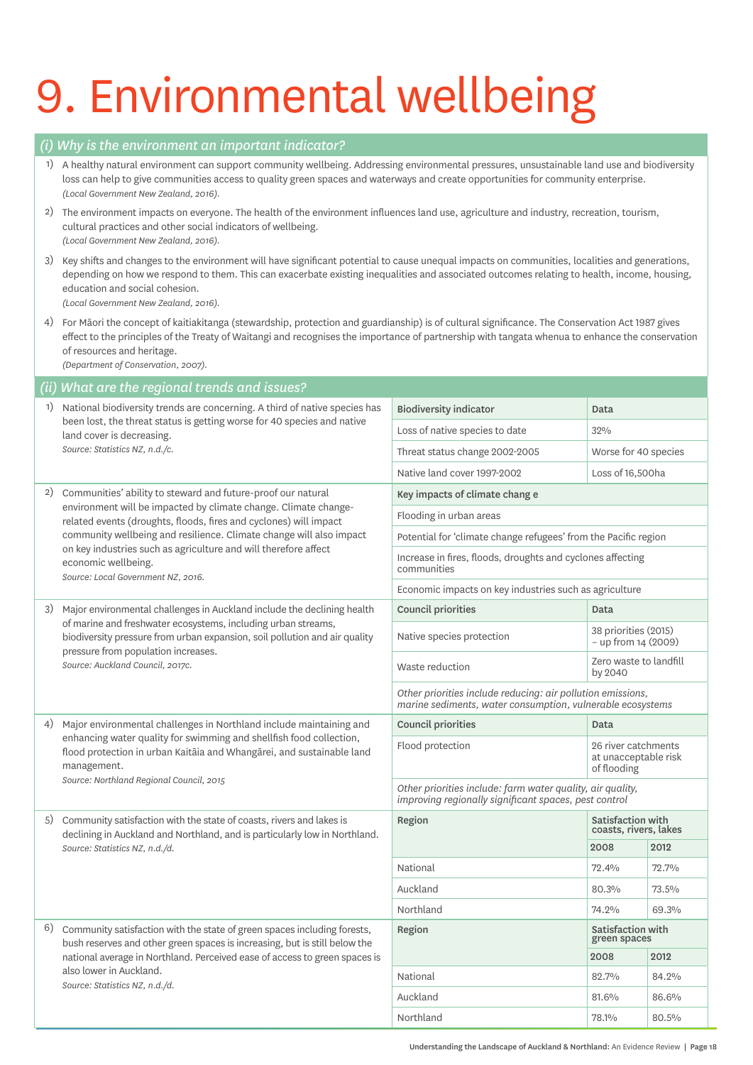# 9. Environmental wellbeing

## *(i) Why is the environment an important indicator?*

1) A healthy natural environment can support community wellbeing. Addressing environmental pressures, unsustainable land use and biodiversity loss can help to give communities access to quality green spaces and waterways and create opportunities for community enterprise.
*(Local Government New Zealand, 2016).*

2) The environment impacts on everyone. The health of the environment influences land use, agriculture and industry, recreation, tourism, cultural practices and other social indicators of wellbeing.
*(Local Government New Zealand, 2016).*

3) Key shifts and changes to the environment will have significant potential to cause unequal impacts on communities, localities and generations, depending on how we respond to them. This can exacerbate existing inequalities and associated outcomes relating to health, income, housing, education and social cohesion.
*(Local Government New Zealand, 2016).*

4) For Māori the concept of kaitiakitanga (stewardship, protection and guardianship) is of cultural significance. The Conservation Act 1987 gives effect to the principles of the Treaty of Waitangi and recognises the importance of partnership with tangata whenua to enhance the conservation of resources and heritage.
*(Department of Conservation, 2007).*

## *(ii) What are the regional trends and issues?*

1) National biodiversity trends are concerning. A third of native species has been lost, the threat status is getting worse for 40 species and native land cover is decreasing.
*Source: Statistics NZ, n.d./c.*

| Biodiversity indicator | Data |
|---|---|
| Loss of native species to date | 32% |
| Threat status change 2002-2005 | Worse for 40 species |
| Native land cover 1997-2002 | Loss of 16,500ha |

2) Communities' ability to steward and future-proof our natural environment will be impacted by climate change. Climate change-related events (droughts, floods, fires and cyclones) will impact community wellbeing and resilience. Climate change will also impact on key industries such as agriculture and will therefore affect economic wellbeing.
*Source: Local Government NZ, 2016.*

| Key impacts of climate chang e |
|---|
| Flooding in urban areas |
| Potential for 'climate change refugees' from the Pacific region |
| Increase in fires, floods, droughts and cyclones affecting communities |
| Economic impacts on key industries such as agriculture |

3) Major environmental challenges in Auckland include the declining health of marine and freshwater ecosystems, including urban streams, biodiversity pressure from urban expansion, soil pollution and air quality pressure from population increases.
*Source: Auckland Council, 2017c.*

| Council priorities | Data |
|---|---|
| Native species protection | 38 priorities (2015) – up from 14 (2009) |
| Waste reduction | Zero waste to landfill by 2040 |
| *Other priorities include reducing: air pollution emissions, marine sediments, water consumption, vulnerable ecosystems* | |

4) Major environmental challenges in Northland include maintaining and enhancing water quality for swimming and shellfish food collection, flood protection in urban Kaitāia and Whangārei, and sustainable land management.
*Source: Northland Regional Council, 2015*

| Council priorities | Data |
|---|---|
| Flood protection | 26 river catchments at unacceptable risk of flooding |
| *Other priorities include: farm water quality, air quality, improving regionally significant spaces, pest control* | |

5) Community satisfaction with the state of coasts, rivers and lakes is declining in Auckland and Northland, and is particularly low in Northland.
*Source: Statistics NZ, n.d./d.*

| Region | Satisfaction with coasts, rivers, lakes | |
|---|---|---|
| | 2008 | 2012 |
| National | 72.4% | 72.7% |
| Auckland | 80.3% | 73.5% |
| Northland | 74.2% | 69.3% |

6) Community satisfaction with the state of green spaces including forests, bush reserves and other green spaces is increasing, but is still below the national average in Northland. Perceived ease of access to green spaces is also lower in Auckland.
*Source: Statistics NZ, n.d./d.*

| Region | Satisfaction with green spaces | |
|---|---|---|
| | 2008 | 2012 |
| National | 82.7% | 84.2% |
| Auckland | 81.6% | 86.6% |
| Northland | 78.1% | 80.5% |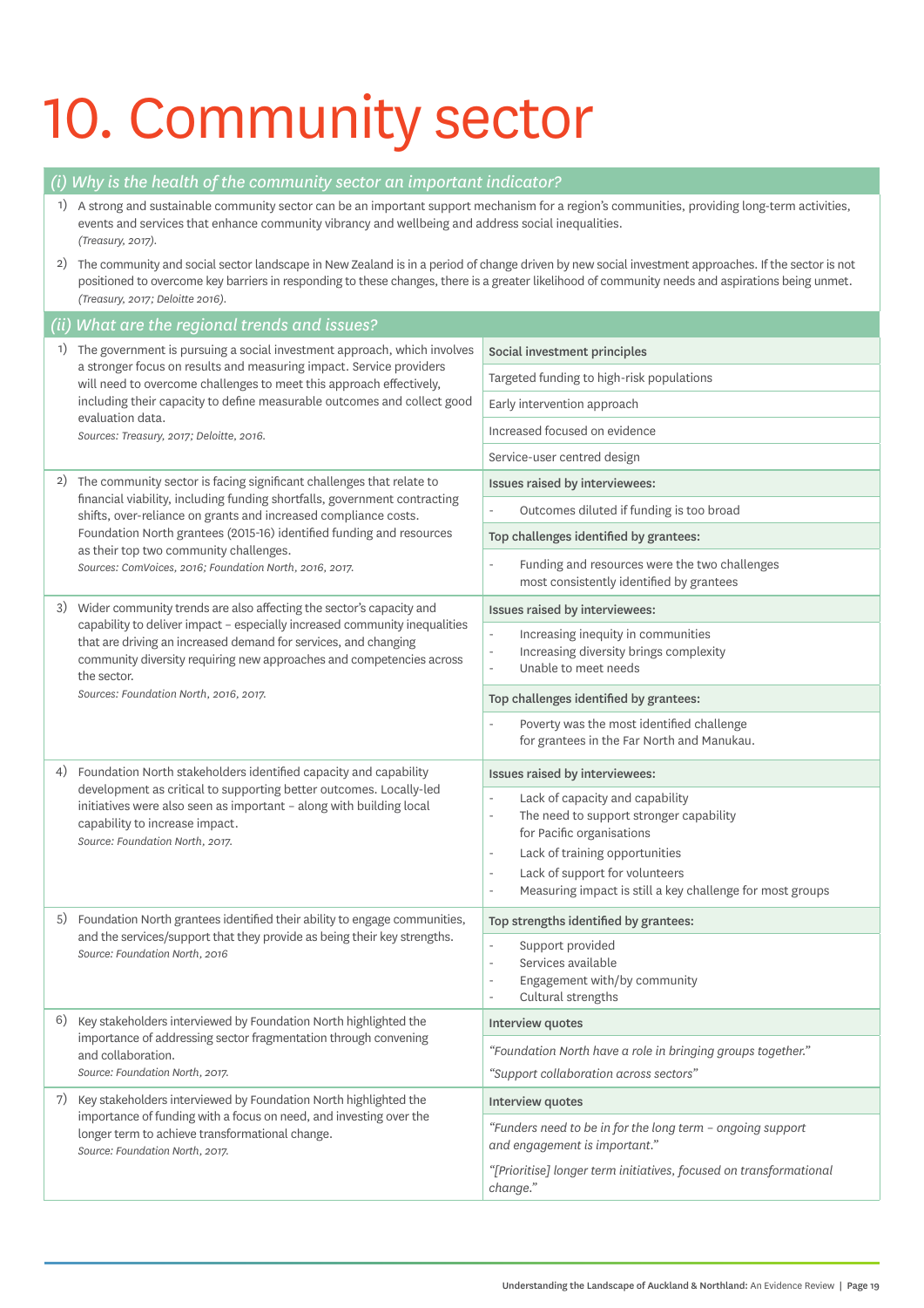# 10. Community sector

## (i) Why is the health of the community sector an important indicator?

1) A strong and sustainable community sector can be an important support mechanism for a region's communities, providing long-term activities, events and services that enhance community vibrancy and wellbeing and address social inequalities.
*(Treasury, 2017).*

2) The community and social sector landscape in New Zealand is in a period of change driven by new social investment approaches. If the sector is not positioned to overcome key barriers in responding to these changes, there is a greater likelihood of community needs and aspirations being unmet.
*(Treasury, 2017; Deloitte 2016).*

## (ii) What are the regional trends and issues?

| Trends and issues | Supporting evidence |
|---|---|
| 1) The government is pursuing a social investment approach, which involves a stronger focus on results and measuring impact. Service providers will need to overcome challenges to meet this approach effectively, including their capacity to define measurable outcomes and collect good evaluation data. *Sources: Treasury, 2017; Deloitte, 2016.* | **Social investment principles**<br>Targeted funding to high-risk populations<br>Early intervention approach<br>Increased focused on evidence<br>Service-user centred design |
| 2) The community sector is facing significant challenges that relate to financial viability, including funding shortfalls, government contracting shifts, over-reliance on grants and increased compliance costs. Foundation North grantees (2015-16) identified funding and resources as their top two community challenges. *Sources: ComVoices, 2016; Foundation North, 2016, 2017.* | **Issues raised by interviewees:**<br>- Outcomes diluted if funding is too broad<br>**Top challenges identified by grantees:**<br>- Funding and resources were the two challenges most consistently identified by grantees |
| 3) Wider community trends are also affecting the sector's capacity and capability to deliver impact – especially increased community inequalities that are driving an increased demand for services, and changing community diversity requiring new approaches and competencies across the sector. *Sources: Foundation North, 2016, 2017.* | **Issues raised by interviewees:**<br>- Increasing inequity in communities<br>- Increasing diversity brings complexity<br>- Unable to meet needs<br>**Top challenges identified by grantees:**<br>- Poverty was the most identified challenge for grantees in the Far North and Manukau. |
| 4) Foundation North stakeholders identified capacity and capability development as critical to supporting better outcomes. Locally-led initiatives were also seen as important – along with building local capability to increase impact. *Source: Foundation North, 2017.* | **Issues raised by interviewees:**<br>- Lack of capacity and capability<br>- The need to support stronger capability for Pacific organisations<br>- Lack of training opportunities<br>- Lack of support for volunteers<br>- Measuring impact is still a key challenge for most groups |
| 5) Foundation North grantees identified their ability to engage communities, and the services/support that they provide as being their key strengths. *Source: Foundation North, 2016* | **Top strengths identified by grantees:**<br>- Support provided<br>- Services available<br>- Engagement with/by community<br>- Cultural strengths |
| 6) Key stakeholders interviewed by Foundation North highlighted the importance of addressing sector fragmentation through convening and collaboration. *Source: Foundation North, 2017.* | **Interview quotes**<br>*"Foundation North have a role in bringing groups together."*<br>*"Support collaboration across sectors"* |
| 7) Key stakeholders interviewed by Foundation North highlighted the importance of funding with a focus on need, and investing over the longer term to achieve transformational change. *Source: Foundation North, 2017.* | **Interview quotes**<br>*"Funders need to be in for the long term – ongoing support and engagement is important."*<br>*"[Prioritise] longer term initiatives, focused on transformational change."* |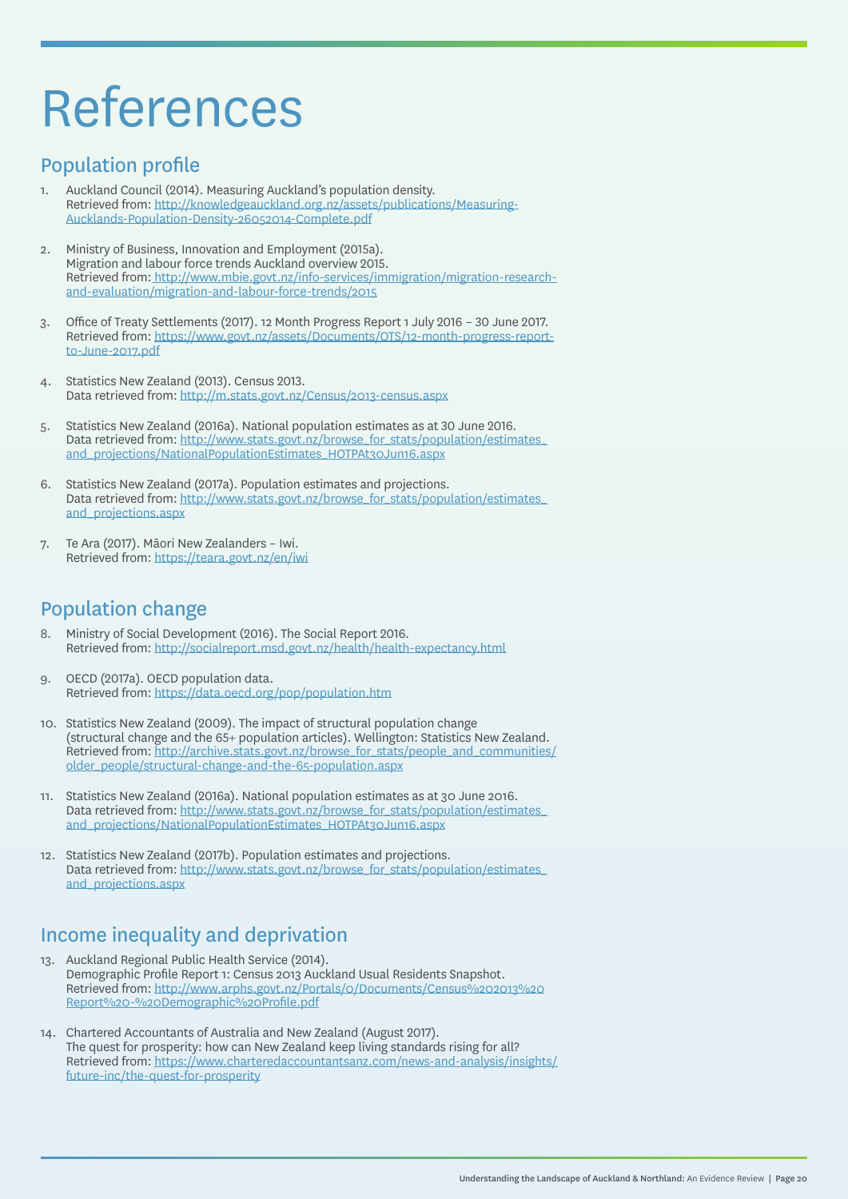# References

## Population profile

1. Auckland Council (2014). Measuring Auckland's population density.
   Retrieved from: http://knowledgeauckland.org.nz/assets/publications/Measuring-Aucklands-Population-Density-26052014-Complete.pdf

2. Ministry of Business, Innovation and Employment (2015a).
   Migration and labour force trends Auckland overview 2015.
   Retrieved from: http://www.mbie.govt.nz/info-services/immigration/migration-research-and-evaluation/migration-and-labour-force-trends/2015

3. Office of Treaty Settlements (2017). 12 Month Progress Report 1 July 2016 – 30 June 2017.
   Retrieved from: https://www.govt.nz/assets/Documents/OTS/12-month-progress-report-to-June-2017.pdf

4. Statistics New Zealand (2013). Census 2013.
   Data retrieved from: http://m.stats.govt.nz/Census/2013-census.aspx

5. Statistics New Zealand (2016a). National population estimates as at 30 June 2016.
   Data retrieved from: http://www.stats.govt.nz/browse_for_stats/population/estimates_and_projections/NationalPopulationEstimates_HOTPAt30Jun16.aspx

6. Statistics New Zealand (2017a). Population estimates and projections.
   Data retrieved from: http://www.stats.govt.nz/browse_for_stats/population/estimates_and_projections.aspx

7. Te Ara (2017). Māori New Zealanders – Iwi.
   Retrieved from: https://teara.govt.nz/en/iwi

## Population change

8. Ministry of Social Development (2016). The Social Report 2016.
   Retrieved from: http://socialreport.msd.govt.nz/health/health-expectancy.html

9. OECD (2017a). OECD population data.
   Retrieved from: https://data.oecd.org/pop/population.htm

10. Statistics New Zealand (2009). The impact of structural population change (structural change and the 65+ population articles). Wellington: Statistics New Zealand.
    Retrieved from: http://archive.stats.govt.nz/browse_for_stats/people_and_communities/older_people/structural-change-and-the-65-population.aspx

11. Statistics New Zealand (2016a). National population estimates as at 30 June 2016.
    Data retrieved from: http://www.stats.govt.nz/browse_for_stats/population/estimates_and_projections/NationalPopulationEstimates_HOTPAt30Jun16.aspx

12. Statistics New Zealand (2017b). Population estimates and projections.
    Data retrieved from: http://www.stats.govt.nz/browse_for_stats/population/estimates_and_projections.aspx

## Income inequality and deprivation

13. Auckland Regional Public Health Service (2014).
    Demographic Profile Report 1: Census 2013 Auckland Usual Residents Snapshot.
    Retrieved from: http://www.arphs.govt.nz/Portals/0/Documents/Census%202013%20Report%20-%20Demographic%20Profile.pdf

14. Chartered Accountants of Australia and New Zealand (August 2017).
    The quest for prosperity: how can New Zealand keep living standards rising for all?
    Retrieved from: https://www.charteredaccountantsanz.com/news-and-analysis/insights/future-inc/the-quest-for-prosperity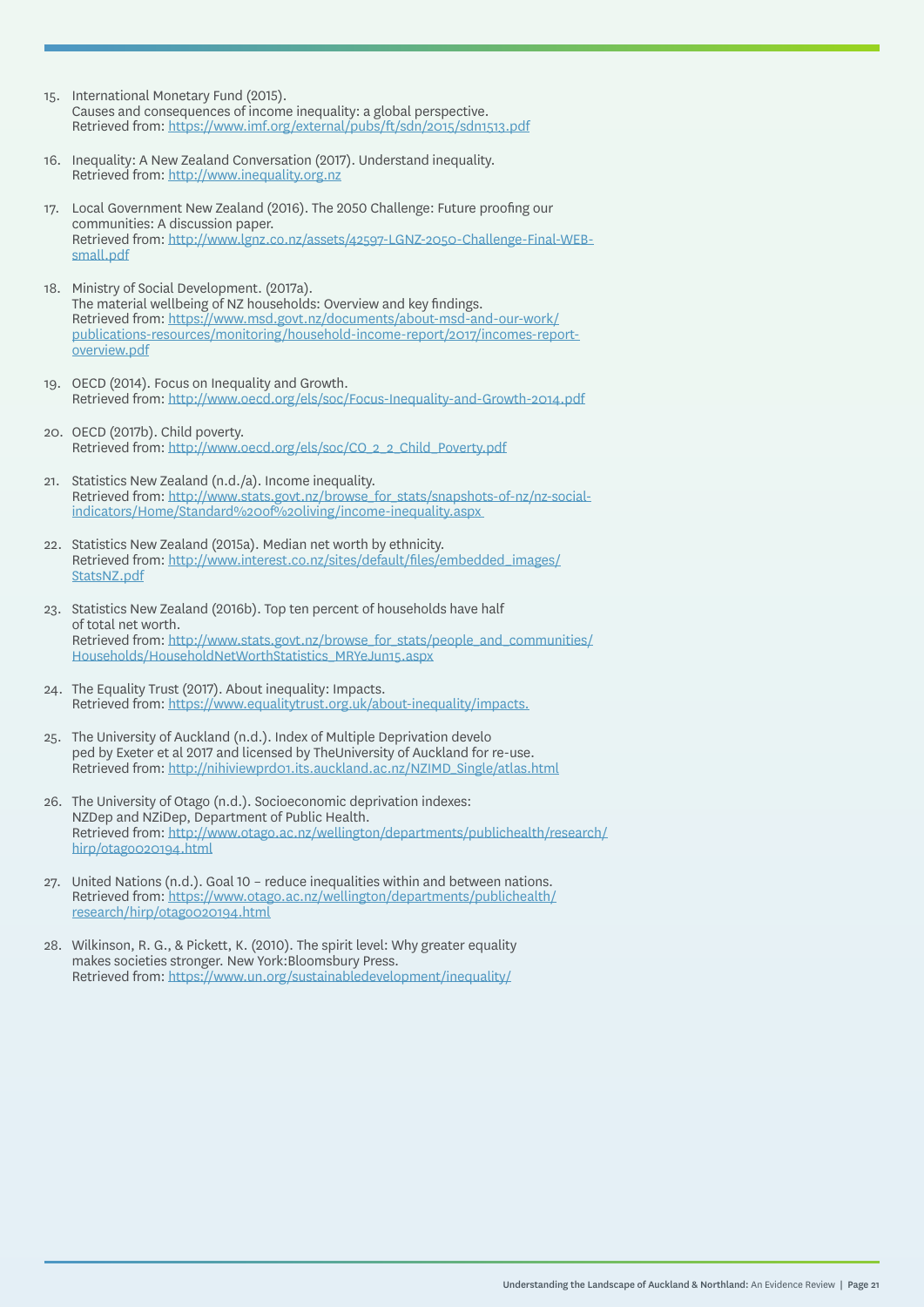15. International Monetary Fund (2015).
    Causes and consequences of income inequality: a global perspective.
    Retrieved from: https://www.imf.org/external/pubs/ft/sdn/2015/sdn1513.pdf

16. Inequality: A New Zealand Conversation (2017). Understand inequality.
    Retrieved from: http://www.inequality.org.nz

17. Local Government New Zealand (2016). The 2050 Challenge: Future proofing our communities: A discussion paper.
    Retrieved from: http://www.lgnz.co.nz/assets/42597-LGNZ-2050-Challenge-Final-WEB-small.pdf

18. Ministry of Social Development. (2017a).
    The material wellbeing of NZ households: Overview and key findings.
    Retrieved from: https://www.msd.govt.nz/documents/about-msd-and-our-work/publications-resources/monitoring/household-income-report/2017/incomes-report-overview.pdf

19. OECD (2014). Focus on Inequality and Growth.
    Retrieved from: http://www.oecd.org/els/soc/Focus-Inequality-and-Growth-2014.pdf

20. OECD (2017b). Child poverty.
    Retrieved from: http://www.oecd.org/els/soc/CO_2_2_Child_Poverty.pdf

21. Statistics New Zealand (n.d./a). Income inequality.
    Retrieved from: http://www.stats.govt.nz/browse_for_stats/snapshots-of-nz/nz-social-indicators/Home/Standard%20of%20living/income-inequality.aspx

22. Statistics New Zealand (2015a). Median net worth by ethnicity.
    Retrieved from: http://www.interest.co.nz/sites/default/files/embedded_images/StatsNZ.pdf

23. Statistics New Zealand (2016b). Top ten percent of households have half of total net worth.
    Retrieved from: http://www.stats.govt.nz/browse_for_stats/people_and_communities/Households/HouseholdNetWorthStatistics_MRYeJun15.aspx

24. The Equality Trust (2017). About inequality: Impacts.
    Retrieved from: https://www.equalitytrust.org.uk/about-inequality/impacts.

25. The University of Auckland (n.d.). Index of Multiple Deprivation develo ped by Exeter et al 2017 and licensed by TheUniversity of Auckland for re-use.
    Retrieved from: http://nihiviewprd01.its.auckland.ac.nz/NZIMD_Single/atlas.html

26. The University of Otago (n.d.). Socioeconomic deprivation indexes: NZDep and NZiDep, Department of Public Health.
    Retrieved from: http://www.otago.ac.nz/wellington/departments/publichealth/research/hirp/otago020194.html

27. United Nations (n.d.). Goal 10 – reduce inequalities within and between nations.
    Retrieved from: https://www.otago.ac.nz/wellington/departments/publichealth/research/hirp/otago020194.html

28. Wilkinson, R. G., & Pickett, K. (2010). The spirit level: Why greater equality makes societies stronger. New York:Bloomsbury Press.
    Retrieved from: https://www.un.org/sustainabledevelopment/inequality/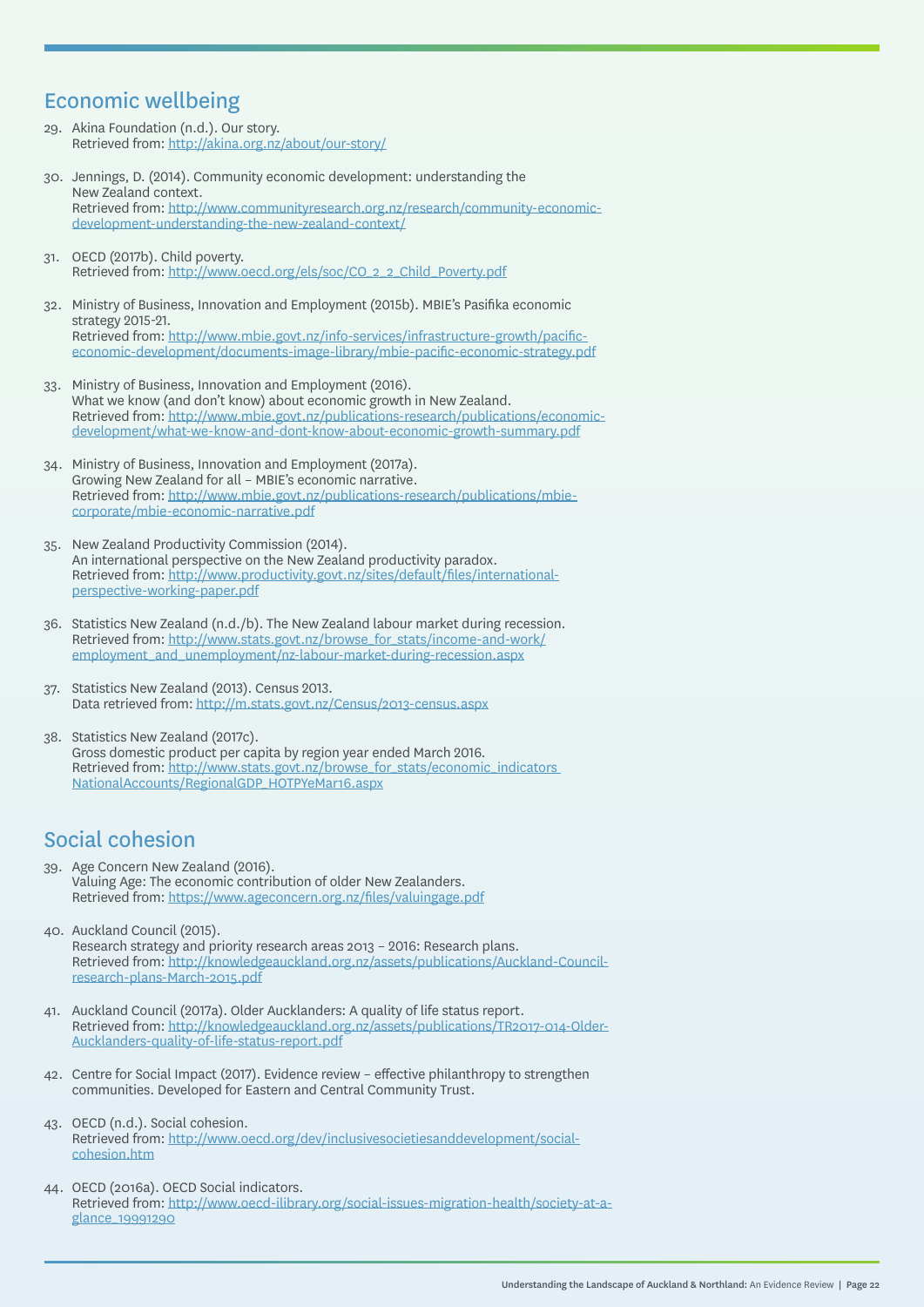## Economic wellbeing

29. Akina Foundation (n.d.). Our story.
    Retrieved from: http://akina.org.nz/about/our-story/

30. Jennings, D. (2014). Community economic development: understanding the New Zealand context.
    Retrieved from: http://www.communityresearch.org.nz/research/community-economic-development-understanding-the-new-zealand-context/

31. OECD (2017b). Child poverty.
    Retrieved from: http://www.oecd.org/els/soc/CO_2_2_Child_Poverty.pdf

32. Ministry of Business, Innovation and Employment (2015b). MBIE's Pasifika economic strategy 2015-21.
    Retrieved from: http://www.mbie.govt.nz/info-services/infrastructure-growth/pacific-economic-development/documents-image-library/mbie-pacific-economic-strategy.pdf

33. Ministry of Business, Innovation and Employment (2016).
    What we know (and don't know) about economic growth in New Zealand.
    Retrieved from: http://www.mbie.govt.nz/publications-research/publications/economic-development/what-we-know-and-dont-know-about-economic-growth-summary.pdf

34. Ministry of Business, Innovation and Employment (2017a).
    Growing New Zealand for all – MBIE's economic narrative.
    Retrieved from: http://www.mbie.govt.nz/publications-research/publications/mbie-corporate/mbie-economic-narrative.pdf

35. New Zealand Productivity Commission (2014).
    An international perspective on the New Zealand productivity paradox.
    Retrieved from: http://www.productivity.govt.nz/sites/default/files/international-perspective-working-paper.pdf

36. Statistics New Zealand (n.d./b). The New Zealand labour market during recession.
    Retrieved from: http://www.stats.govt.nz/browse_for_stats/income-and-work/employment_and_unemployment/nz-labour-market-during-recession.aspx

37. Statistics New Zealand (2013). Census 2013.
    Data retrieved from: http://m.stats.govt.nz/Census/2013-census.aspx

38. Statistics New Zealand (2017c).
    Gross domestic product per capita by region year ended March 2016.
    Retrieved from: http://www.stats.govt.nz/browse_for_stats/economic_indicators NationalAccounts/RegionalGDP_HOTPYeMar16.aspx

## Social cohesion

39. Age Concern New Zealand (2016).
    Valuing Age: The economic contribution of older New Zealanders.
    Retrieved from: https://www.ageconcern.org.nz/files/valuingage.pdf

40. Auckland Council (2015).
    Research strategy and priority research areas 2013 – 2016: Research plans.
    Retrieved from: http://knowledgeauckland.org.nz/assets/publications/Auckland-Council-research-plans-March-2015.pdf

41. Auckland Council (2017a). Older Aucklanders: A quality of life status report.
    Retrieved from: http://knowledgeauckland.org.nz/assets/publications/TR2017-014-Older-Aucklanders-quality-of-life-status-report.pdf

42. Centre for Social Impact (2017). Evidence review – effective philanthropy to strengthen communities. Developed for Eastern and Central Community Trust.

43. OECD (n.d.). Social cohesion.
    Retrieved from: http://www.oecd.org/dev/inclusivesocietiesanddevelopment/social-cohesion.htm

44. OECD (2016a). OECD Social indicators.
    Retrieved from: http://www.oecd-ilibrary.org/social-issues-migration-health/society-at-a-glance_19991290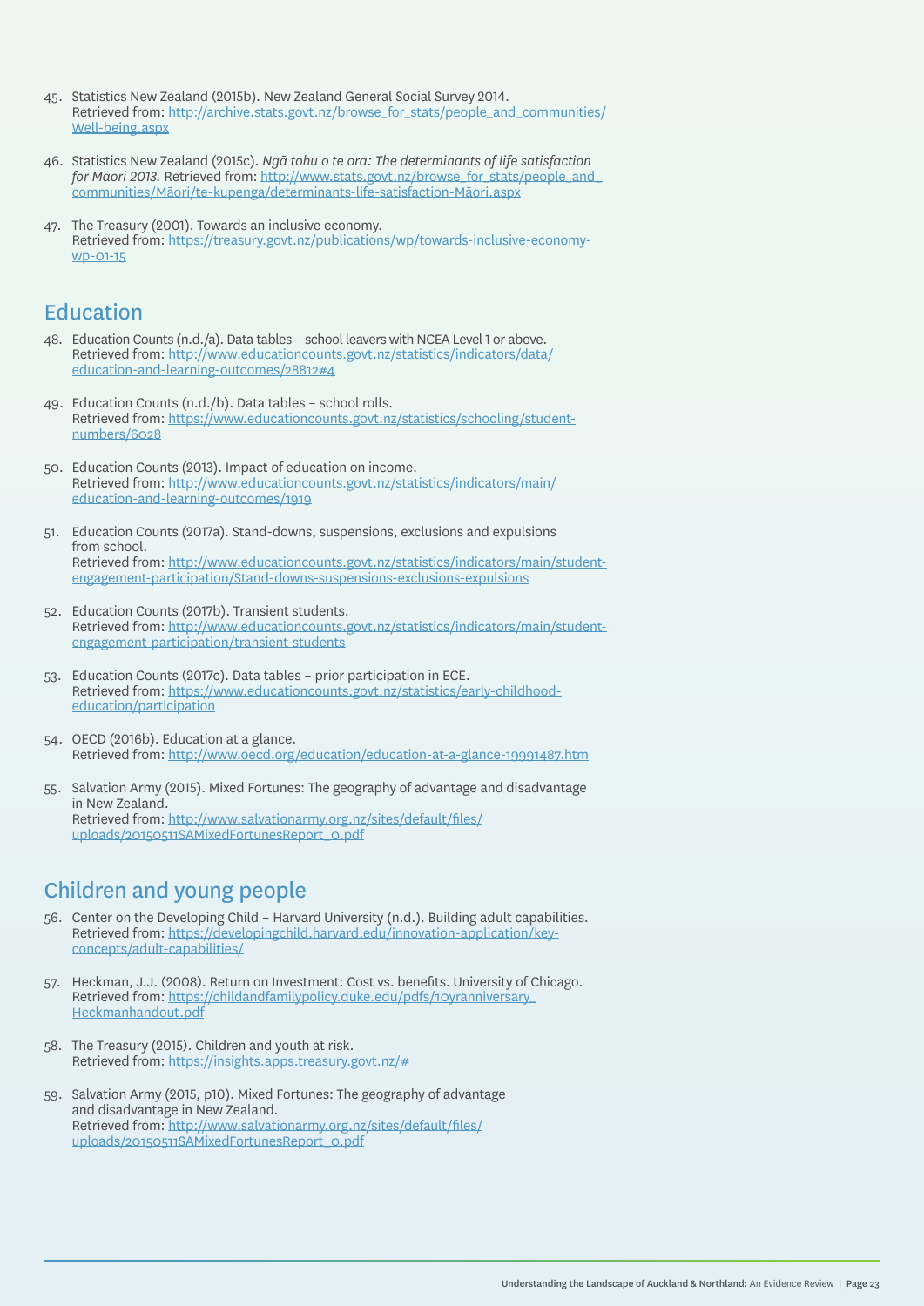45. Statistics New Zealand (2015b). New Zealand General Social Survey 2014. Retrieved from: http://archive.stats.govt.nz/browse_for_stats/people_and_communities/Well-being.aspx

46. Statistics New Zealand (2015c). *Ngā tohu o te ora: The determinants of life satisfaction for Māori 2013.* Retrieved from: http://www.stats.govt.nz/browse_for_stats/people_and_communities/Māori/te-kupenga/determinants-life-satisfaction-Māori.aspx

47. The Treasury (2001). Towards an inclusive economy. Retrieved from: https://treasury.govt.nz/publications/wp/towards-inclusive-economy-wp-01-15

## Education

48. Education Counts (n.d./a). Data tables – school leavers with NCEA Level 1 or above. Retrieved from: http://www.educationcounts.govt.nz/statistics/indicators/data/education-and-learning-outcomes/28812#4

49. Education Counts (n.d./b). Data tables – school rolls. Retrieved from: https://www.educationcounts.govt.nz/statistics/schooling/student-numbers/6028

50. Education Counts (2013). Impact of education on income. Retrieved from: http://www.educationcounts.govt.nz/statistics/indicators/main/education-and-learning-outcomes/1919

51. Education Counts (2017a). Stand-downs, suspensions, exclusions and expulsions from school. Retrieved from: http://www.educationcounts.govt.nz/statistics/indicators/main/student-engagement-participation/Stand-downs-suspensions-exclusions-expulsions

52. Education Counts (2017b). Transient students. Retrieved from: http://www.educationcounts.govt.nz/statistics/indicators/main/student-engagement-participation/transient-students

53. Education Counts (2017c). Data tables – prior participation in ECE. Retrieved from: https://www.educationcounts.govt.nz/statistics/early-childhood-education/participation

54. OECD (2016b). Education at a glance. Retrieved from: http://www.oecd.org/education/education-at-a-glance-19991487.htm

55. Salvation Army (2015). Mixed Fortunes: The geography of advantage and disadvantage in New Zealand. Retrieved from: http://www.salvationarmy.org.nz/sites/default/files/uploads/20150511SAMixedFortunesReport_0.pdf

## Children and young people

56. Center on the Developing Child – Harvard University (n.d.). Building adult capabilities. Retrieved from: https://developingchild.harvard.edu/innovation-application/key-concepts/adult-capabilities/

57. Heckman, J.J. (2008). Return on Investment: Cost vs. benefits. University of Chicago. Retrieved from: https://childandfamilypolicy.duke.edu/pdfs/10yranniversary_Heckmanhandout.pdf

58. The Treasury (2015). Children and youth at risk. Retrieved from: https://insights.apps.treasury.govt.nz/#

59. Salvation Army (2015, p10). Mixed Fortunes: The geography of advantage and disadvantage in New Zealand. Retrieved from: http://www.salvationarmy.org.nz/sites/default/files/uploads/20150511SAMixedFortunesReport_0.pdf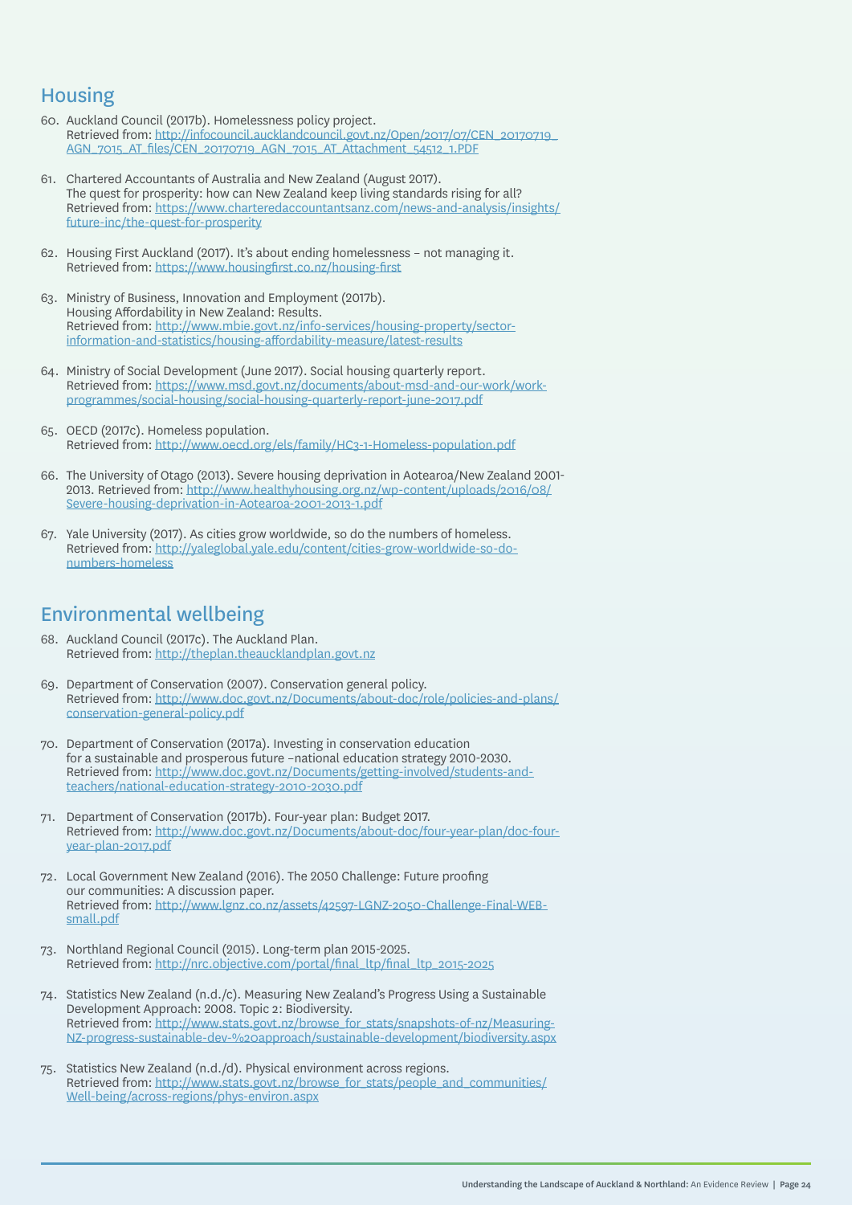## Housing

60. Auckland Council (2017b). Homelessness policy project.
    Retrieved from: http://infocouncil.aucklandcouncil.govt.nz/Open/2017/07/CEN_20170719_AGN_7015_AT_files/CEN_20170719_AGN_7015_AT_Attachment_54512_1.PDF

61. Chartered Accountants of Australia and New Zealand (August 2017).
    The quest for prosperity: how can New Zealand keep living standards rising for all?
    Retrieved from: https://www.charteredaccountantsanz.com/news-and-analysis/insights/future-inc/the-quest-for-prosperity

62. Housing First Auckland (2017). It's about ending homelessness – not managing it.
    Retrieved from: https://www.housingfirst.co.nz/housing-first

63. Ministry of Business, Innovation and Employment (2017b).
    Housing Affordability in New Zealand: Results.
    Retrieved from: http://www.mbie.govt.nz/info-services/housing-property/sector-information-and-statistics/housing-affordability-measure/latest-results

64. Ministry of Social Development (June 2017). Social housing quarterly report.
    Retrieved from: https://www.msd.govt.nz/documents/about-msd-and-our-work/work-programmes/social-housing/social-housing-quarterly-report-june-2017.pdf

65. OECD (2017c). Homeless population.
    Retrieved from: http://www.oecd.org/els/family/HC3-1-Homeless-population.pdf

66. The University of Otago (2013). Severe housing deprivation in Aotearoa/New Zealand 2001-2013. Retrieved from: http://www.healthyhousing.org.nz/wp-content/uploads/2016/08/Severe-housing-deprivation-in-Aotearoa-2001-2013-1.pdf

67. Yale University (2017). As cities grow worldwide, so do the numbers of homeless.
    Retrieved from: http://yaleglobal.yale.edu/content/cities-grow-worldwide-so-do-numbers-homeless

## Environmental wellbeing

68. Auckland Council (2017c). The Auckland Plan.
    Retrieved from: http://theplan.theaucklandplan.govt.nz

69. Department of Conservation (2007). Conservation general policy.
    Retrieved from: http://www.doc.govt.nz/Documents/about-doc/role/policies-and-plans/conservation-general-policy.pdf

70. Department of Conservation (2017a). Investing in conservation education for a sustainable and prosperous future –national education strategy 2010-2030.
    Retrieved from: http://www.doc.govt.nz/Documents/getting-involved/students-and-teachers/national-education-strategy-2010-2030.pdf

71. Department of Conservation (2017b). Four-year plan: Budget 2017.
    Retrieved from: http://www.doc.govt.nz/Documents/about-doc/four-year-plan/doc-four-year-plan-2017.pdf

72. Local Government New Zealand (2016). The 2050 Challenge: Future proofing our communities: A discussion paper.
    Retrieved from: http://www.lgnz.co.nz/assets/42597-LGNZ-2050-Challenge-Final-WEB-small.pdf

73. Northland Regional Council (2015). Long-term plan 2015-2025.
    Retrieved from: http://nrc.objective.com/portal/final_ltp/final_ltp_2015-2025

74. Statistics New Zealand (n.d./c). Measuring New Zealand's Progress Using a Sustainable Development Approach: 2008. Topic 2: Biodiversity.
    Retrieved from: http://www.stats.govt.nz/browse_for_stats/snapshots-of-nz/Measuring-NZ-progress-sustainable-dev-%20approach/sustainable-development/biodiversity.aspx

75. Statistics New Zealand (n.d./d). Physical environment across regions.
    Retrieved from: http://www.stats.govt.nz/browse_for_stats/people_and_communities/Well-being/across-regions/phys-environ.aspx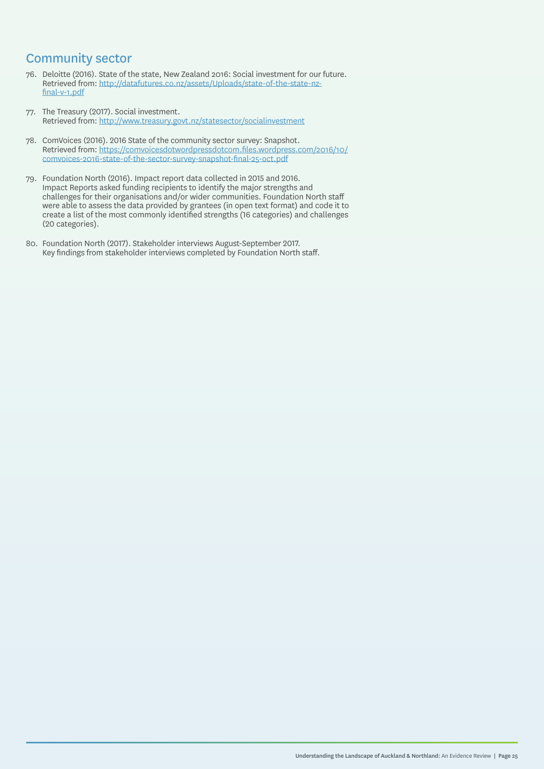## Community sector

76. Deloitte (2016). State of the state, New Zealand 2016: Social investment for our future. Retrieved from: [http://datafutures.co.nz/assets/Uploads/state-of-the-state-nz-final-v-1.pdf](http://datafutures.co.nz/assets/Uploads/state-of-the-state-nz-final-v-1.pdf)

77. The Treasury (2017). Social investment. Retrieved from: [http://www.treasury.govt.nz/statesector/socialinvestment](http://www.treasury.govt.nz/statesector/socialinvestment)

78. ComVoices (2016). 2016 State of the community sector survey: Snapshot. Retrieved from: [https://comvoicesdotwordpressdotcom.files.wordpress.com/2016/10/comvoices-2016-state-of-the-sector-survey-snapshot-final-25-oct.pdf](https://comvoicesdotwordpressdotcom.files.wordpress.com/2016/10/comvoices-2016-state-of-the-sector-survey-snapshot-final-25-oct.pdf)

79. Foundation North (2016). Impact report data collected in 2015 and 2016. Impact Reports asked funding recipients to identify the major strengths and challenges for their organisations and/or wider communities. Foundation North staff were able to assess the data provided by grantees (in open text format) and code it to create a list of the most commonly identified strengths (16 categories) and challenges (20 categories).

80. Foundation North (2017). Stakeholder interviews August-September 2017. Key findings from stakeholder interviews completed by Foundation North staff.